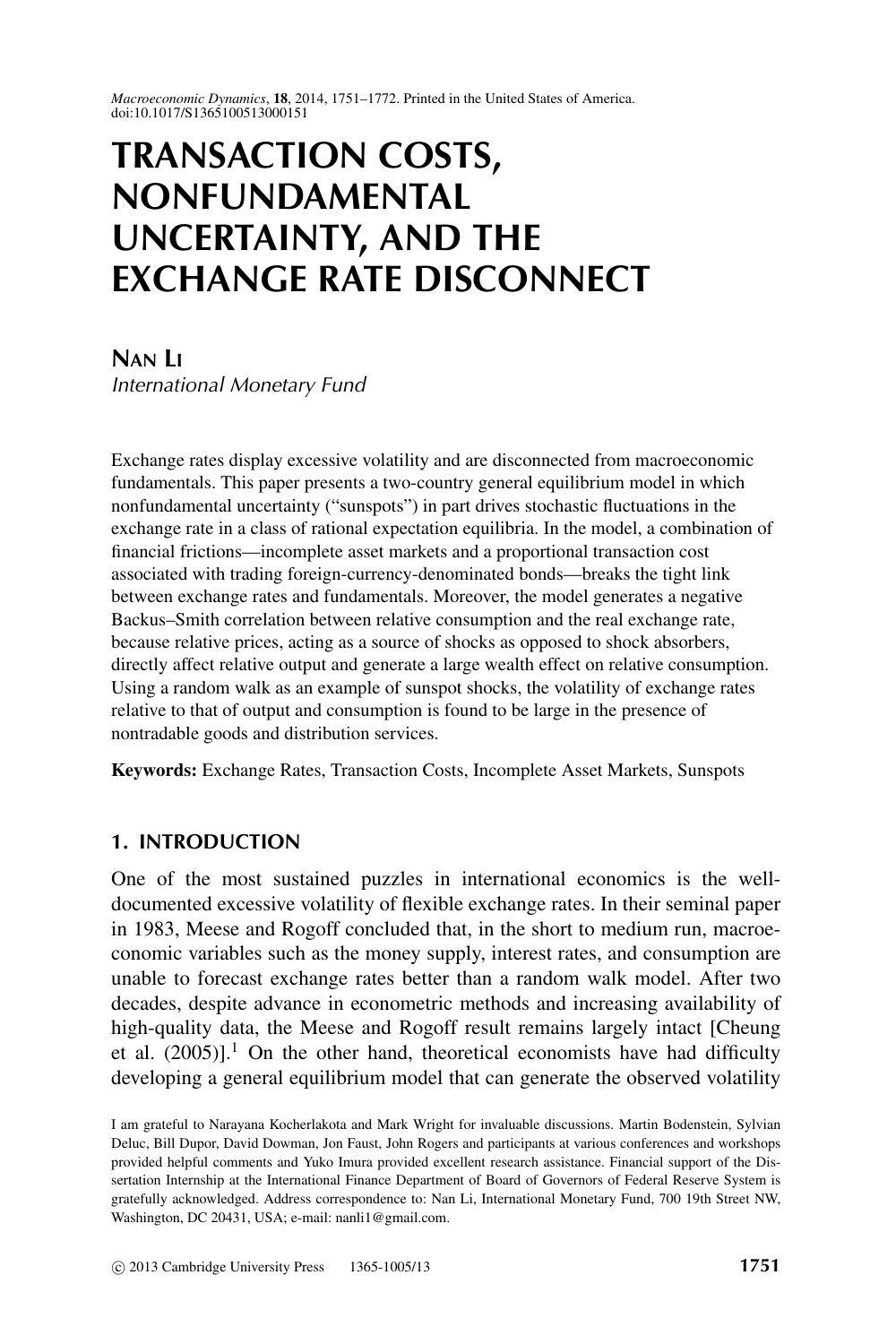# TRANSACTION COSTS, NONFUNDAMENTAL UNCERTAINTY, AND THE EXCHANGE RATE DISCONNECT

**NAN LI**

*International Monetary Fund*

Exchange rates display excessive volatility and are disconnected from macroeconomic fundamentals. This paper presents a two-country general equilibrium model in which nonfundamental uncertainty ("sunspots") in part drives stochastic fluctuations in the exchange rate in a class of rational expectation equilibria. In the model, a combination of financial frictions—incomplete asset markets and a proportional transaction cost associated with trading foreign-currency-denominated bonds—breaks the tight link between exchange rates and fundamentals. Moreover, the model generates a negative Backus–Smith correlation between relative consumption and the real exchange rate, because relative prices, acting as a source of shocks as opposed to shock absorbers, directly affect relative output and generate a large wealth effect on relative consumption. Using a random walk as an example of sunspot shocks, the volatility of exchange rates relative to that of output and consumption is found to be large in the presence of nontradable goods and distribution services.

**Keywords:** Exchange Rates, Transaction Costs, Incomplete Asset Markets, Sunspots

## 1. INTRODUCTION

One of the most sustained puzzles in international economics is the well-documented excessive volatility of flexible exchange rates. In their seminal paper in 1983, Meese and Rogoff concluded that, in the short to medium run, macroeconomic variables such as the money supply, interest rates, and consumption are unable to forecast exchange rates better than a random walk model. After two decades, despite advance in econometric methods and increasing availability of high-quality data, the Meese and Rogoff result remains largely intact [Cheung et al. (2005)].[1] On the other hand, theoretical economists have had difficulty developing a general equilibrium model that can generate the observed volatility

I am grateful to Narayana Kocherlakota and Mark Wright for invaluable discussions. Martin Bodenstein, Sylvian Deluc, Bill Dupor, David Dowman, Jon Faust, John Rogers and participants at various conferences and workshops provided helpful comments and Yuko Imura provided excellent research assistance. Financial support of the Dissertation Internship at the International Finance Department of Board of Governors of Federal Reserve System is gratefully acknowledged. Address correspondence to: Nan Li, International Monetary Fund, 700 19th Street NW, Washington, DC 20431, USA; e-mail: nanli1@gmail.com.

© 2013 Cambridge University Press 1365-1005/13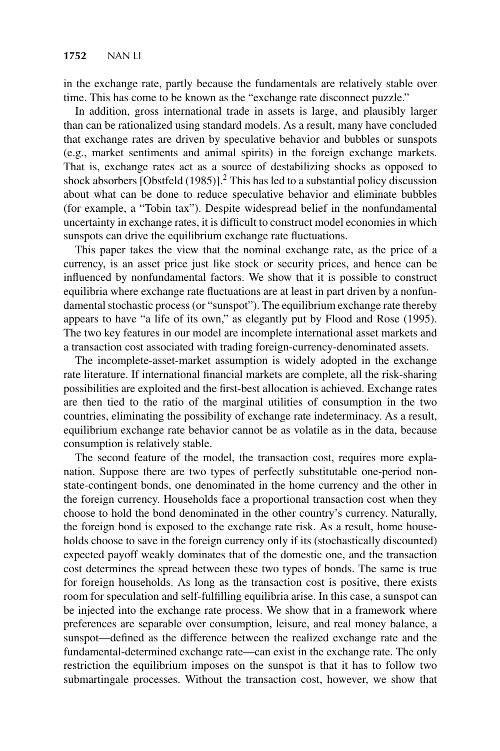in the exchange rate, partly because the fundamentals are relatively stable over time. This has come to be known as the "exchange rate disconnect puzzle."

In addition, gross international trade in assets is large, and plausibly larger than can be rationalized using standard models. As a result, many have concluded that exchange rates are driven by speculative behavior and bubbles or sunspots (e.g., market sentiments and animal spirits) in the foreign exchange markets. That is, exchange rates act as a source of destabilizing shocks as opposed to shock absorbers [Obstfeld (1985)].[2] This has led to a substantial policy discussion about what can be done to reduce speculative behavior and eliminate bubbles (for example, a "Tobin tax"). Despite widespread belief in the nonfundamental uncertainty in exchange rates, it is difficult to construct model economies in which sunspots can drive the equilibrium exchange rate fluctuations.

This paper takes the view that the nominal exchange rate, as the price of a currency, is an asset price just like stock or security prices, and hence can be influenced by nonfundamental factors. We show that it is possible to construct equilibria where exchange rate fluctuations are at least in part driven by a nonfundamental stochastic process (or "sunspot"). The equilibrium exchange rate thereby appears to have "a life of its own," as elegantly put by Flood and Rose (1995). The two key features in our model are incomplete international asset markets and a transaction cost associated with trading foreign-currency-denominated assets.

The incomplete-asset-market assumption is widely adopted in the exchange rate literature. If international financial markets are complete, all the risk-sharing possibilities are exploited and the first-best allocation is achieved. Exchange rates are then tied to the ratio of the marginal utilities of consumption in the two countries, eliminating the possibility of exchange rate indeterminacy. As a result, equilibrium exchange rate behavior cannot be as volatile as in the data, because consumption is relatively stable.

The second feature of the model, the transaction cost, requires more explanation. Suppose there are two types of perfectly substitutable one-period non-state-contingent bonds, one denominated in the home currency and the other in the foreign currency. Households face a proportional transaction cost when they choose to hold the bond denominated in the other country's currency. Naturally, the foreign bond is exposed to the exchange rate risk. As a result, home households choose to save in the foreign currency only if its (stochastically discounted) expected payoff weakly dominates that of the domestic one, and the transaction cost determines the spread between these two types of bonds. The same is true for foreign households. As long as the transaction cost is positive, there exists room for speculation and self-fulfilling equilibria arise. In this case, a sunspot can be injected into the exchange rate process. We show that in a framework where preferences are separable over consumption, leisure, and real money balance, a sunspot—defined as the difference between the realized exchange rate and the fundamental-determined exchange rate—can exist in the exchange rate. The only restriction the equilibrium imposes on the sunspot is that it has to follow two submartingale processes. Without the transaction cost, however, we show that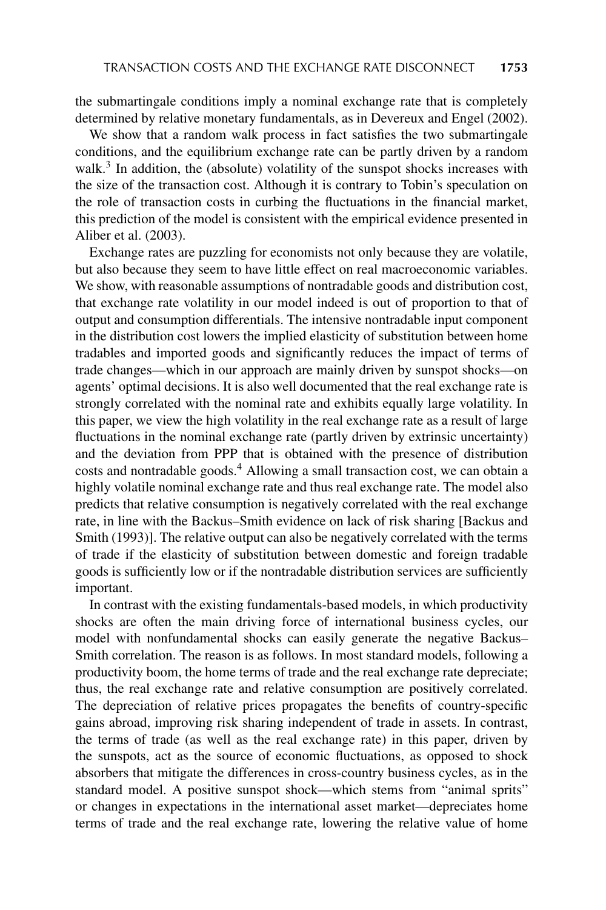the submartingale conditions imply a nominal exchange rate that is completely determined by relative monetary fundamentals, as in Devereux and Engel (2002).

We show that a random walk process in fact satisfies the two submartingale conditions, and the equilibrium exchange rate can be partly driven by a random walk.[3] In addition, the (absolute) volatility of the sunspot shocks increases with the size of the transaction cost. Although it is contrary to Tobin's speculation on the role of transaction costs in curbing the fluctuations in the financial market, this prediction of the model is consistent with the empirical evidence presented in Aliber et al. (2003).

Exchange rates are puzzling for economists not only because they are volatile, but also because they seem to have little effect on real macroeconomic variables. We show, with reasonable assumptions of nontradable goods and distribution cost, that exchange rate volatility in our model indeed is out of proportion to that of output and consumption differentials. The intensive nontradable input component in the distribution cost lowers the implied elasticity of substitution between home tradables and imported goods and significantly reduces the impact of terms of trade changes—which in our approach are mainly driven by sunspot shocks—on agents' optimal decisions. It is also well documented that the real exchange rate is strongly correlated with the nominal rate and exhibits equally large volatility. In this paper, we view the high volatility in the real exchange rate as a result of large fluctuations in the nominal exchange rate (partly driven by extrinsic uncertainty) and the deviation from PPP that is obtained with the presence of distribution costs and nontradable goods.[4] Allowing a small transaction cost, we can obtain a highly volatile nominal exchange rate and thus real exchange rate. The model also predicts that relative consumption is negatively correlated with the real exchange rate, in line with the Backus–Smith evidence on lack of risk sharing [Backus and Smith (1993)]. The relative output can also be negatively correlated with the terms of trade if the elasticity of substitution between domestic and foreign tradable goods is sufficiently low or if the nontradable distribution services are sufficiently important.

In contrast with the existing fundamentals-based models, in which productivity shocks are often the main driving force of international business cycles, our model with nonfundamental shocks can easily generate the negative Backus–Smith correlation. The reason is as follows. In most standard models, following a productivity boom, the home terms of trade and the real exchange rate depreciate; thus, the real exchange rate and relative consumption are positively correlated. The depreciation of relative prices propagates the benefits of country-specific gains abroad, improving risk sharing independent of trade in assets. In contrast, the terms of trade (as well as the real exchange rate) in this paper, driven by the sunspots, act as the source of economic fluctuations, as opposed to shock absorbers that mitigate the differences in cross-country business cycles, as in the standard model. A positive sunspot shock—which stems from "animal sprits" or changes in expectations in the international asset market—depreciates home terms of trade and the real exchange rate, lowering the relative value of home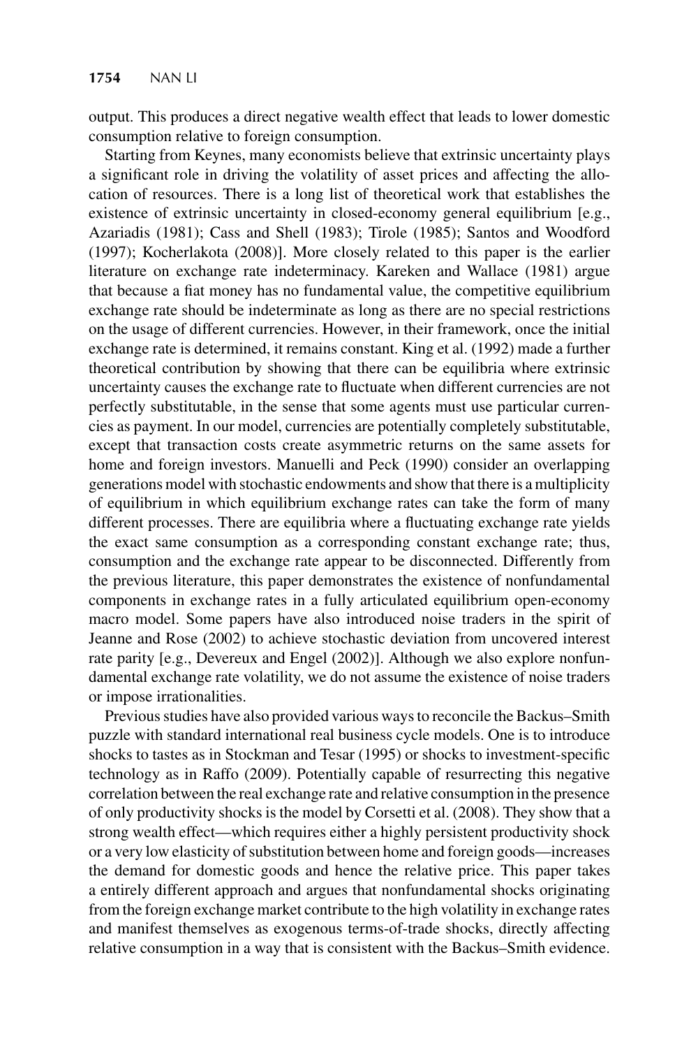output. This produces a direct negative wealth effect that leads to lower domestic consumption relative to foreign consumption.

Starting from Keynes, many economists believe that extrinsic uncertainty plays a significant role in driving the volatility of asset prices and affecting the allocation of resources. There is a long list of theoretical work that establishes the existence of extrinsic uncertainty in closed-economy general equilibrium [e.g., Azariadis (1981); Cass and Shell (1983); Tirole (1985); Santos and Woodford (1997); Kocherlakota (2008)]. More closely related to this paper is the earlier literature on exchange rate indeterminacy. Kareken and Wallace (1981) argue that because a fiat money has no fundamental value, the competitive equilibrium exchange rate should be indeterminate as long as there are no special restrictions on the usage of different currencies. However, in their framework, once the initial exchange rate is determined, it remains constant. King et al. (1992) made a further theoretical contribution by showing that there can be equilibria where extrinsic uncertainty causes the exchange rate to fluctuate when different currencies are not perfectly substitutable, in the sense that some agents must use particular currencies as payment. In our model, currencies are potentially completely substitutable, except that transaction costs create asymmetric returns on the same assets for home and foreign investors. Manuelli and Peck (1990) consider an overlapping generations model with stochastic endowments and show that there is a multiplicity of equilibrium in which equilibrium exchange rates can take the form of many different processes. There are equilibria where a fluctuating exchange rate yields the exact same consumption as a corresponding constant exchange rate; thus, consumption and the exchange rate appear to be disconnected. Differently from the previous literature, this paper demonstrates the existence of nonfundamental components in exchange rates in a fully articulated equilibrium open-economy macro model. Some papers have also introduced noise traders in the spirit of Jeanne and Rose (2002) to achieve stochastic deviation from uncovered interest rate parity [e.g., Devereux and Engel (2002)]. Although we also explore nonfundamental exchange rate volatility, we do not assume the existence of noise traders or impose irrationalities.

Previous studies have also provided various ways to reconcile the Backus–Smith puzzle with standard international real business cycle models. One is to introduce shocks to tastes as in Stockman and Tesar (1995) or shocks to investment-specific technology as in Raffo (2009). Potentially capable of resurrecting this negative correlation between the real exchange rate and relative consumption in the presence of only productivity shocks is the model by Corsetti et al. (2008). They show that a strong wealth effect—which requires either a highly persistent productivity shock or a very low elasticity of substitution between home and foreign goods—increases the demand for domestic goods and hence the relative price. This paper takes a entirely different approach and argues that nonfundamental shocks originating from the foreign exchange market contribute to the high volatility in exchange rates and manifest themselves as exogenous terms-of-trade shocks, directly affecting relative consumption in a way that is consistent with the Backus–Smith evidence.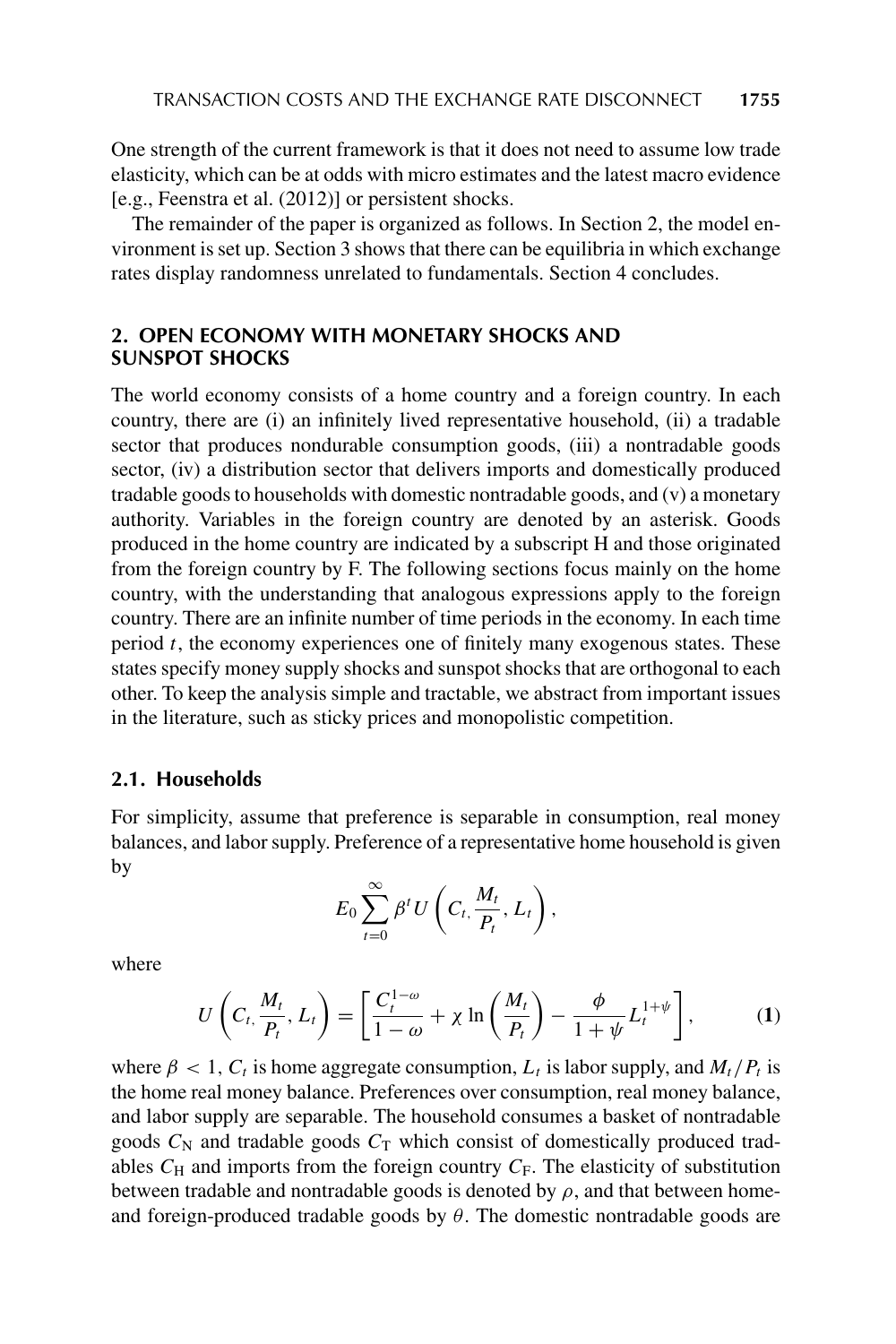One strength of the current framework is that it does not need to assume low trade elasticity, which can be at odds with micro estimates and the latest macro evidence [e.g., Feenstra et al. (2012)] or persistent shocks.

The remainder of the paper is organized as follows. In Section 2, the model environment is set up. Section 3 shows that there can be equilibria in which exchange rates display randomness unrelated to fundamentals. Section 4 concludes.

## 2. OPEN ECONOMY WITH MONETARY SHOCKS AND SUNSPOT SHOCKS

The world economy consists of a home country and a foreign country. In each country, there are (i) an infinitely lived representative household, (ii) a tradable sector that produces nondurable consumption goods, (iii) a nontradable goods sector, (iv) a distribution sector that delivers imports and domestically produced tradable goods to households with domestic nontradable goods, and (v) a monetary authority. Variables in the foreign country are denoted by an asterisk. Goods produced in the home country are indicated by a subscript H and those originated from the foreign country by F. The following sections focus mainly on the home country, with the understanding that analogous expressions apply to the foreign country. There are an infinite number of time periods in the economy. In each time period $t$, the economy experiences one of finitely many exogenous states. These states specify money supply shocks and sunspot shocks that are orthogonal to each other. To keep the analysis simple and tractable, we abstract from important issues in the literature, such as sticky prices and monopolistic competition.

### 2.1. Households

For simplicity, assume that preference is separable in consumption, real money balances, and labor supply. Preference of a representative home household is given by

$$E_0 \sum_{t=0}^{\infty} \beta^t U\left(C_{t,} \frac{M_t}{P_t}, L_t\right),$$

where

$$U\left(C_{t,} \frac{M_t}{P_t}, L_t\right) = \left[\frac{C_t^{1-\omega}}{1-\omega} + \chi \ln\left(\frac{M_t}{P_t}\right) - \frac{\phi}{1+\psi} L_t^{1+\psi}\right], \tag{1}$$

where $\beta < 1$, $C_t$ is home aggregate consumption, $L_t$ is labor supply, and $M_t/P_t$ is the home real money balance. Preferences over consumption, real money balance, and labor supply are separable. The household consumes a basket of nontradable goods $C_N$ and tradable goods $C_T$ which consist of domestically produced tradables $C_H$ and imports from the foreign country $C_F$. The elasticity of substitution between tradable and nontradable goods is denoted by $\rho$, and that between home- and foreign-produced tradable goods by $\theta$. The domestic nontradable goods are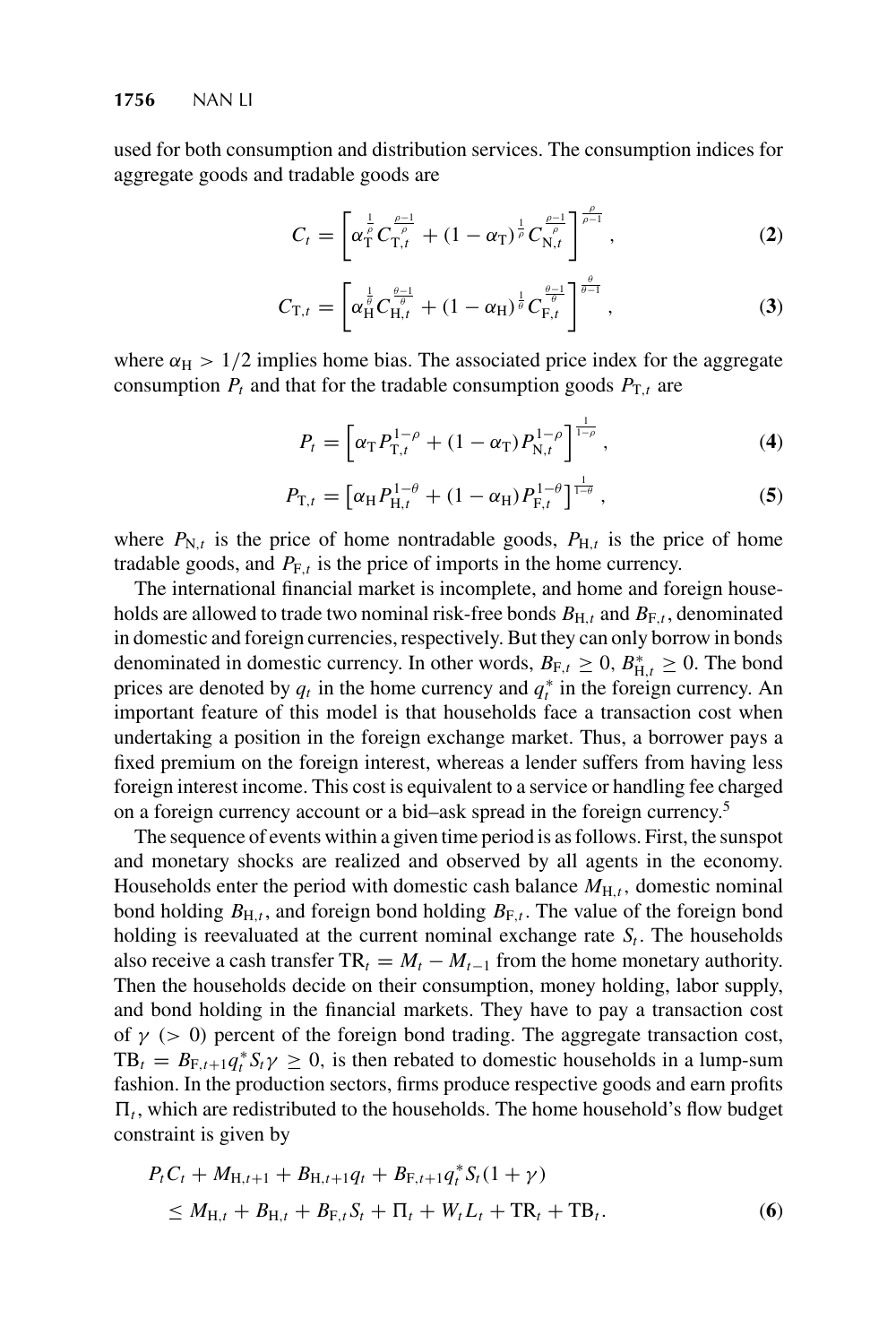used for both consumption and distribution services. The consumption indices for aggregate goods and tradable goods are

$$C_t = \left[ \alpha_{\mathrm{T}}^{\frac{1}{\rho}} C_{\mathrm{T},t}^{\frac{\rho-1}{\rho}} + (1-\alpha_{\mathrm{T}})^{\frac{1}{\rho}} C_{\mathrm{N},t}^{\frac{\rho-1}{\rho}} \right]^{\frac{\rho}{\rho-1}}, \tag{2}$$

$$C_{\mathrm{T},t} = \left[ \alpha_{\mathrm{H}}^{\frac{1}{\theta}} C_{\mathrm{H},t}^{\frac{\theta-1}{\theta}} + (1-\alpha_{\mathrm{H}})^{\frac{1}{\theta}} C_{\mathrm{F},t}^{\frac{\theta-1}{\theta}} \right]^{\frac{\theta}{\theta-1}}, \tag{3}$$

where $\alpha_{\mathrm{H}} > 1/2$ implies home bias. The associated price index for the aggregate consumption $P_t$ and that for the tradable consumption goods $P_{\mathrm{T},t}$ are

$$P_t = \left[ \alpha_{\mathrm{T}} P_{\mathrm{T},t}^{1-\rho} + (1-\alpha_{\mathrm{T}}) P_{\mathrm{N},t}^{1-\rho} \right]^{\frac{1}{1-\rho}}, \tag{4}$$

$$P_{\mathrm{T},t} = \left[ \alpha_{\mathrm{H}} P_{\mathrm{H},t}^{1-\theta} + (1-\alpha_{\mathrm{H}}) P_{\mathrm{F},t}^{1-\theta} \right]^{\frac{1}{1-\theta}}, \tag{5}$$

where $P_{\mathrm{N},t}$ is the price of home nontradable goods, $P_{\mathrm{H},t}$ is the price of home tradable goods, and $P_{\mathrm{F},t}$ is the price of imports in the home currency.

The international financial market is incomplete, and home and foreign households are allowed to trade two nominal risk-free bonds $B_{\mathrm{H},t}$ and $B_{\mathrm{F},t}$, denominated in domestic and foreign currencies, respectively. But they can only borrow in bonds denominated in domestic currency. In other words, $B_{\mathrm{F},t} \geq 0$, $B^{*}_{\mathrm{H},t} \geq 0$. The bond prices are denoted by $q_t$ in the home currency and $q_t^{*}$ in the foreign currency. An important feature of this model is that households face a transaction cost when undertaking a position in the foreign exchange market. Thus, a borrower pays a fixed premium on the foreign interest, whereas a lender suffers from having less foreign interest income. This cost is equivalent to a service or handling fee charged on a foreign currency account or a bid–ask spread in the foreign currency.[5]

The sequence of events within a given time period is as follows. First, the sunspot and monetary shocks are realized and observed by all agents in the economy. Households enter the period with domestic cash balance $M_{\mathrm{H},t}$, domestic nominal bond holding $B_{\mathrm{H},t}$, and foreign bond holding $B_{\mathrm{F},t}$. The value of the foreign bond holding is reevaluated at the current nominal exchange rate $S_t$. The households also receive a cash transfer $\mathrm{TR}_t = M_t - M_{t-1}$ from the home monetary authority. Then the households decide on their consumption, money holding, labor supply, and bond holding in the financial markets. They have to pay a transaction cost of $\gamma$ ($> 0$) percent of the foreign bond trading. The aggregate transaction cost, $\mathrm{TB}_t = B_{\mathrm{F},t+1} q_t^{*} S_t \gamma \geq 0$, is then rebated to domestic households in a lump-sum fashion. In the production sectors, firms produce respective goods and earn profits $\Pi_t$, which are redistributed to the households. The home household's flow budget constraint is given by

$$\begin{aligned} &P_t C_t + M_{\mathrm{H},t+1} + B_{\mathrm{H},t+1} q_t + B_{\mathrm{F},t+1} q_t^{*} S_t (1+\gamma) \\ &\quad \leq M_{\mathrm{H},t} + B_{\mathrm{H},t} + B_{\mathrm{F},t} S_t + \Pi_t + W_t L_t + \mathrm{TR}_t + \mathrm{TB}_t. \end{aligned} \tag{6}$$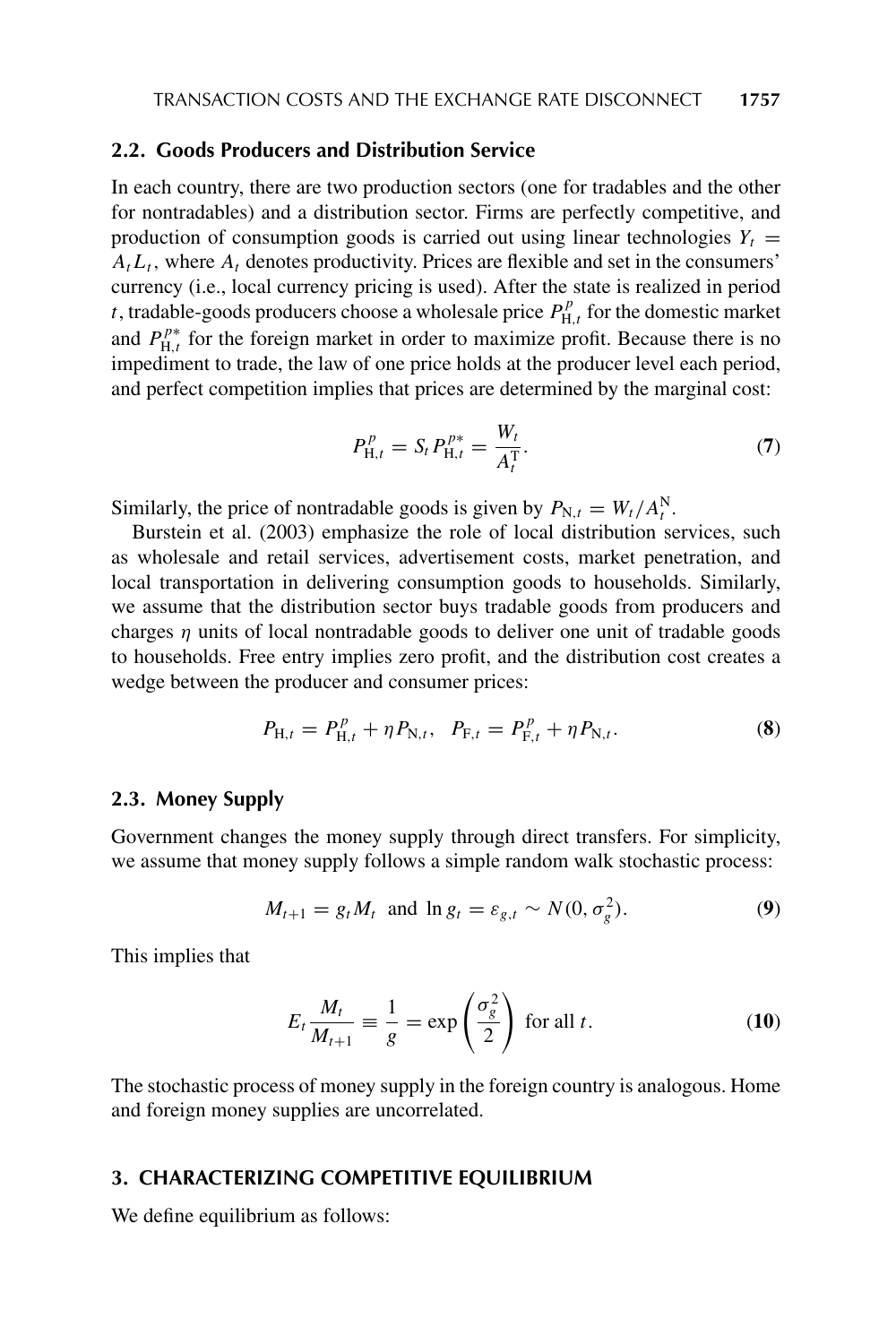### 2.2. Goods Producers and Distribution Service

In each country, there are two production sectors (one for tradables and the other for nontradables) and a distribution sector. Firms are perfectly competitive, and production of consumption goods is carried out using linear technologies $Y_t = A_t L_t$, where $A_t$ denotes productivity. Prices are flexible and set in the consumers' currency (i.e., local currency pricing is used). After the state is realized in period $t$, tradable-goods producers choose a wholesale price $P^p_{\mathrm{H},t}$ for the domestic market and $P^{p*}_{\mathrm{H},t}$ for the foreign market in order to maximize profit. Because there is no impediment to trade, the law of one price holds at the producer level each period, and perfect competition implies that prices are determined by the marginal cost:

$$P^p_{\mathrm{H},t} = S_t P^{p*}_{\mathrm{H},t} = \frac{W_t}{A^{\mathrm{T}}_t}. \tag{7}$$

Similarly, the price of nontradable goods is given by $P_{\mathrm{N},t} = W_t / A^{\mathrm{N}}_t$.

Burstein et al. (2003) emphasize the role of local distribution services, such as wholesale and retail services, advertisement costs, market penetration, and local transportation in delivering consumption goods to households. Similarly, we assume that the distribution sector buys tradable goods from producers and charges $\eta$ units of local nontradable goods to deliver one unit of tradable goods to households. Free entry implies zero profit, and the distribution cost creates a wedge between the producer and consumer prices:

$$P_{\mathrm{H},t} = P^p_{\mathrm{H},t} + \eta P_{\mathrm{N},t}, \quad P_{\mathrm{F},t} = P^p_{\mathrm{F},t} + \eta P_{\mathrm{N},t}. \tag{8}$$

### 2.3. Money Supply

Government changes the money supply through direct transfers. For simplicity, we assume that money supply follows a simple random walk stochastic process:

$$M_{t+1} = g_t M_t \ \text{ and } \ \ln g_t = \varepsilon_{g,t} \sim N(0, \sigma_g^2). \tag{9}$$

This implies that

$$E_t \frac{M_t}{M_{t+1}} \equiv \frac{1}{g} = \exp\left(\frac{\sigma_g^2}{2}\right) \ \text{for all } t. \tag{10}$$

The stochastic process of money supply in the foreign country is analogous. Home and foreign money supplies are uncorrelated.

## 3. CHARACTERIZING COMPETITIVE EQUILIBRIUM

We define equilibrium as follows: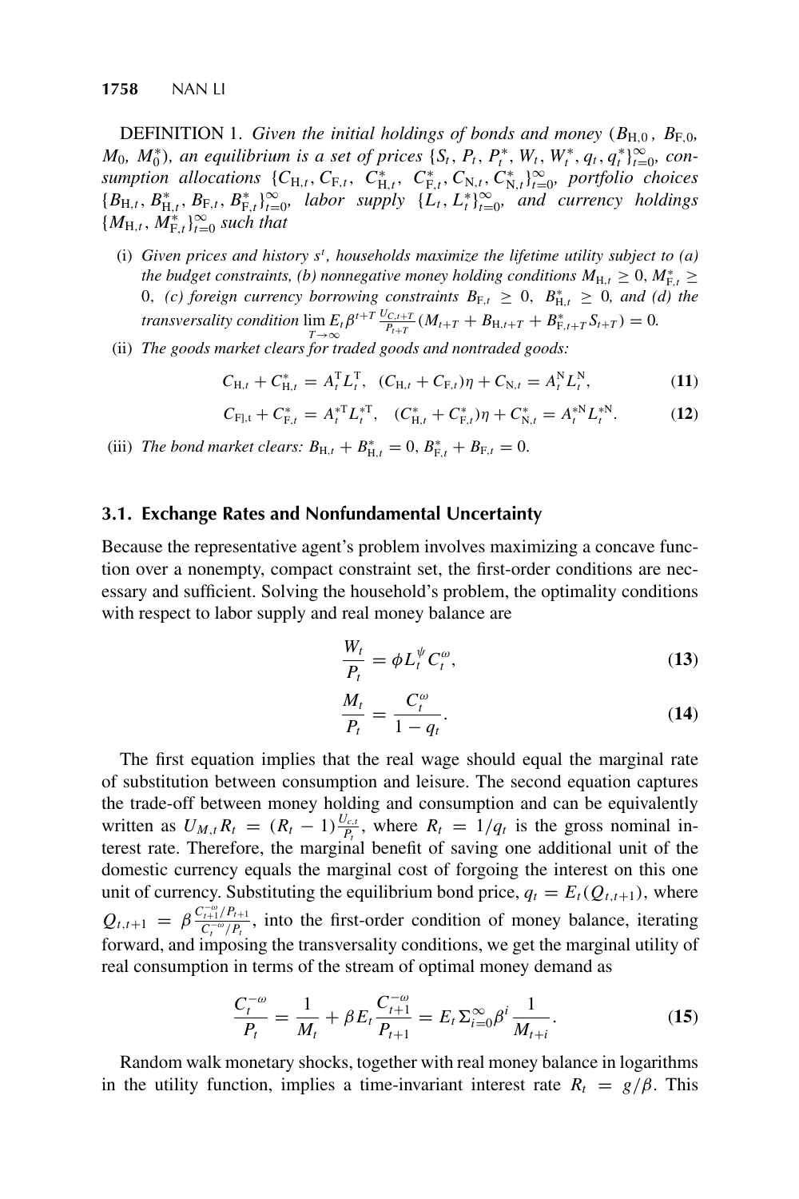DEFINITION 1. *Given the initial holdings of bonds and money ($B_{H,0}$, $B_{F,0}$, $M_0$, $M_0^*$), an equilibrium is a set of prices $\{S_t, P_t, P_t^*, W_t, W_t^*, q_t, q_t^*\}_{t=0}^{\infty}$, consumption allocations $\{C_{H,t}, C_{F,t}, C_{H,t}^*, C_{F,t}^*, C_{N,t}, C_{N,t}^*\}_{t=0}^{\infty}$, portfolio choices $\{B_{H,t}, B_{H,t}^*, B_{F,t}, B_{F,t}^*\}_{t=0}^{\infty}$, labor supply $\{L_t, L_t^*\}_{t=0}^{\infty}$, and currency holdings $\{M_{H,t}, M_{F,t}^*\}_{t=0}^{\infty}$ such that*

(i) *Given prices and history $s^t$, households maximize the lifetime utility subject to (a) the budget constraints, (b) nonnegative money holding conditions $M_{H,t} \geq 0$, $M_{F,t}^* \geq 0$, (c) foreign currency borrowing constraints $B_{F,t} \geq 0$, $B_{H,t}^* \geq 0$, and (d) the transversality condition $\lim_{T\to\infty} E_t \beta^{t+T} \frac{U_{C,t+T}}{P_{t+T}}(M_{t+T} + B_{H,t+T} + B_{F,t+T}^* S_{t+T}) = 0$.*

(ii) *The goods market clears for traded goods and nontraded goods:*

$$C_{H,t} + C_{H,t}^* = A_t^T L_t^T, \quad (C_{H,t} + C_{F,t})\eta + C_{N,t} = A_t^N L_t^N, \tag{11}$$

$$C_{F],t} + C_{F,t}^* = A_t^{*T} L_t^{*T}, \quad (C_{H,t}^* + C_{F,t}^*)\eta + C_{N,t}^* = A_t^{*N} L_t^{*N}. \tag{12}$$

(iii) *The bond market clears: $B_{H,t} + B_{H,t}^* = 0$, $B_{F,t}^* + B_{F,t} = 0$.*

### 3.1. Exchange Rates and Nonfundamental Uncertainty

Because the representative agent's problem involves maximizing a concave function over a nonempty, compact constraint set, the first-order conditions are necessary and sufficient. Solving the household's problem, the optimality conditions with respect to labor supply and real money balance are

$$\frac{W_t}{P_t} = \phi L_t^{\psi} C_t^{\omega}, \tag{13}$$

$$\frac{M_t}{P_t} = \frac{C_t^{\omega}}{1 - q_t}. \tag{14}$$

The first equation implies that the real wage should equal the marginal rate of substitution between consumption and leisure. The second equation captures the trade-off between money holding and consumption and can be equivalently written as $U_{M,t} R_t = (R_t - 1)\frac{U_{c,t}}{P_t}$, where $R_t = 1/q_t$ is the gross nominal interest rate. Therefore, the marginal benefit of saving one additional unit of the domestic currency equals the marginal cost of forgoing the interest on this one unit of currency. Substituting the equilibrium bond price, $q_t = E_t(Q_{t,t+1})$, where $Q_{t,t+1} = \beta \frac{C_{t+1}^{-\omega}/P_{t+1}}{C_t^{-\omega}/P_t}$, into the first-order condition of money balance, iterating forward, and imposing the transversality conditions, we get the marginal utility of real consumption in terms of the stream of optimal money demand as

$$\frac{C_t^{-\omega}}{P_t} = \frac{1}{M_t} + \beta E_t \frac{C_{t+1}^{-\omega}}{P_{t+1}} = E_t \Sigma_{i=0}^{\infty} \beta^i \frac{1}{M_{t+i}}. \tag{15}$$

Random walk monetary shocks, together with real money balance in logarithms in the utility function, implies a time-invariant interest rate $R_t = g/\beta$. This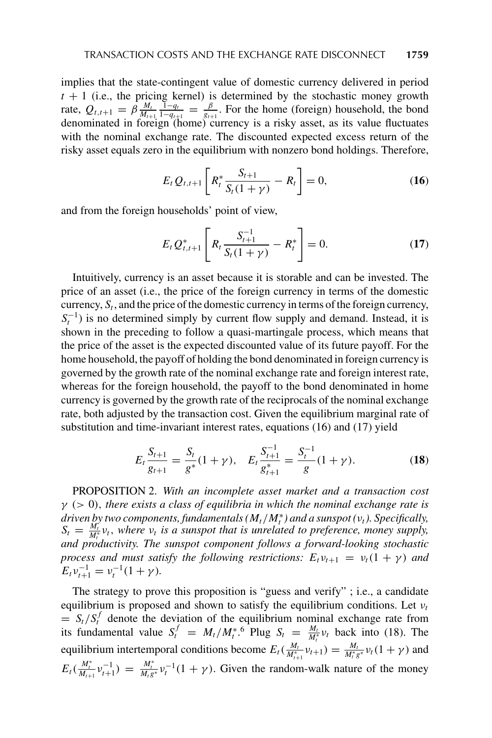implies that the state-contingent value of domestic currency delivered in period $t + 1$ (i.e., the pricing kernel) is determined by the stochastic money growth rate, $Q_{t,t+1} = \beta \frac{M_t}{M_{t+1}} \frac{1-q_t}{1-q_{t+1}} = \frac{\beta}{g_{t+1}}$. For the home (foreign) household, the bond denominated in foreign (home) currency is a risky asset, as its value fluctuates with the nominal exchange rate. The discounted expected excess return of the risky asset equals zero in the equilibrium with nonzero bond holdings. Therefore,

$$E_t Q_{t,t+1} \left[ R_t^* \frac{S_{t+1}}{S_t(1+\gamma)} - R_t \right] = 0, \tag{16}$$

and from the foreign households' point of view,

$$E_t Q_{t,t+1}^* \left[ R_t \frac{S_{t+1}^{-1}}{S_t(1+\gamma)} - R_t^* \right] = 0. \tag{17}$$

Intuitively, currency is an asset because it is storable and can be invested. The price of an asset (i.e., the price of the foreign currency in terms of the domestic currency, $S_t$, and the price of the domestic currency in terms of the foreign currency, $S_t^{-1}$) is no determined simply by current flow supply and demand. Instead, it is shown in the preceding to follow a quasi-martingale process, which means that the price of the asset is the expected discounted value of its future payoff. For the home household, the payoff of holding the bond denominated in foreign currency is governed by the growth rate of the nominal exchange rate and foreign interest rate, whereas for the foreign household, the payoff to the bond denominated in home currency is governed by the growth rate of the reciprocals of the nominal exchange rate, both adjusted by the transaction cost. Given the equilibrium marginal rate of substitution and time-invariant interest rates, equations (16) and (17) yield

$$E_t \frac{S_{t+1}}{g_{t+1}} = \frac{S_t}{g^*}(1+\gamma), \quad E_t \frac{S_{t+1}^{-1}}{g_{t+1}^*} = \frac{S_t^{-1}}{g}(1+\gamma). \tag{18}$$

PROPOSITION 2. *With an incomplete asset market and a transaction cost $\gamma$ $(> 0)$, there exists a class of equilibria in which the nominal exchange rate is driven by two components, fundamentals $(M_t/M_t^*)$ and a sunspot $(\nu_t)$. Specifically, $S_t = \frac{M_t}{M_t^*}\nu_t$, where $\nu_t$ is a sunspot that is unrelated to preference, money supply, and productivity. The sunspot component follows a forward-looking stochastic process and must satisfy the following restrictions: $E_t \nu_{t+1} = \nu_t(1+\gamma)$ and $E_t \nu_{t+1}^{-1} = \nu_t^{-1}(1+\gamma)$.*

The strategy to prove this proposition is "guess and verify" ; i.e., a candidate equilibrium is proposed and shown to satisfy the equilibrium conditions. Let $\nu_t = S_t/S_t^f$ denote the deviation of the equilibrium nominal exchange rate from its fundamental value $S_t^f = M_t/M_t^*$.[6] Plug $S_t = \frac{M_t}{M_t^*}\nu_t$ back into (18). The equilibrium intertemporal conditions become $E_t(\frac{M_t}{M_{t+1}^*}\nu_{t+1}) = \frac{M_t}{M_t^* g^*}\nu_t(1+\gamma)$ and $E_t(\frac{M_t^*}{M_{t+1}}\nu_{t+1}^{-1}) = \frac{M_t^*}{M_t g^*}\nu_t^{-1}(1+\gamma)$. Given the random-walk nature of the money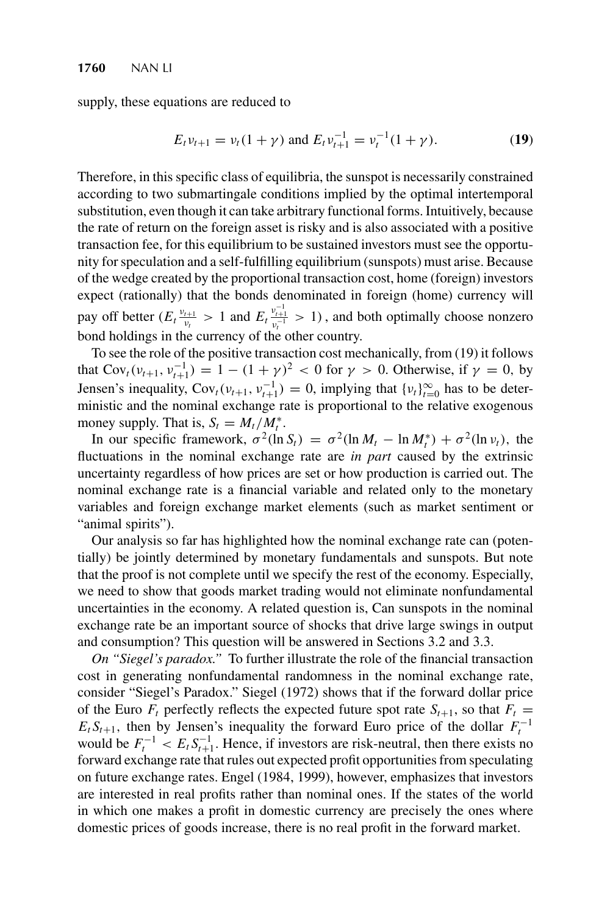supply, these equations are reduced to

$$E_t \nu_{t+1} = \nu_t(1+\gamma) \text{ and } E_t \nu_{t+1}^{-1} = \nu_t^{-1}(1+\gamma). \tag{19}$$

Therefore, in this specific class of equilibria, the sunspot is necessarily constrained according to two submartingale conditions implied by the optimal intertemporal substitution, even though it can take arbitrary functional forms. Intuitively, because the rate of return on the foreign asset is risky and is also associated with a positive transaction fee, for this equilibrium to be sustained investors must see the opportunity for speculation and a self-fulfilling equilibrium (sunspots) must arise. Because of the wedge created by the proportional transaction cost, home (foreign) investors expect (rationally) that the bonds denominated in foreign (home) currency will pay off better ($E_t \frac{\nu_{t+1}}{\nu_t} > 1$ and $E_t \frac{\nu_{t+1}^{-1}}{\nu_t^{-1}} > 1$), and both optimally choose nonzero bond holdings in the currency of the other country.

To see the role of the positive transaction cost mechanically, from (19) it follows that $\text{Cov}_t(\nu_{t+1}, \nu_{t+1}^{-1}) = 1 - (1+\gamma)^2 < 0$ for $\gamma > 0$. Otherwise, if $\gamma = 0$, by Jensen's inequality, $\text{Cov}_t(\nu_{t+1}, \nu_{t+1}^{-1}) = 0$, implying that $\{\nu_t\}_{t=0}^{\infty}$ has to be deterministic and the nominal exchange rate is proportional to the relative exogenous money supply. That is, $S_t = M_t/M_t^*$.

In our specific framework, $\sigma^2(\ln S_t) = \sigma^2(\ln M_t - \ln M_t^*) + \sigma^2(\ln \nu_t)$, the fluctuations in the nominal exchange rate are *in part* caused by the extrinsic uncertainty regardless of how prices are set or how production is carried out. The nominal exchange rate is a financial variable and related only to the monetary variables and foreign exchange market elements (such as market sentiment or "animal spirits").

Our analysis so far has highlighted how the nominal exchange rate can (potentially) be jointly determined by monetary fundamentals and sunspots. But note that the proof is not complete until we specify the rest of the economy. Especially, we need to show that goods market trading would not eliminate nonfundamental uncertainties in the economy. A related question is, Can sunspots in the nominal exchange rate be an important source of shocks that drive large swings in output and consumption? This question will be answered in Sections 3.2 and 3.3.

*On "Siegel's paradox."* To further illustrate the role of the financial transaction cost in generating nonfundamental randomness in the nominal exchange rate, consider "Siegel's Paradox." Siegel (1972) shows that if the forward dollar price of the Euro $F_t$ perfectly reflects the expected future spot rate $S_{t+1}$, so that $F_t = E_t S_{t+1}$, then by Jensen's inequality the forward Euro price of the dollar $F_t^{-1}$ would be $F_t^{-1} < E_t S_{t+1}^{-1}$. Hence, if investors are risk-neutral, then there exists no forward exchange rate that rules out expected profit opportunities from speculating on future exchange rates. Engel (1984, 1999), however, emphasizes that investors are interested in real profits rather than nominal ones. If the states of the world in which one makes a profit in domestic currency are precisely the ones where domestic prices of goods increase, there is no real profit in the forward market.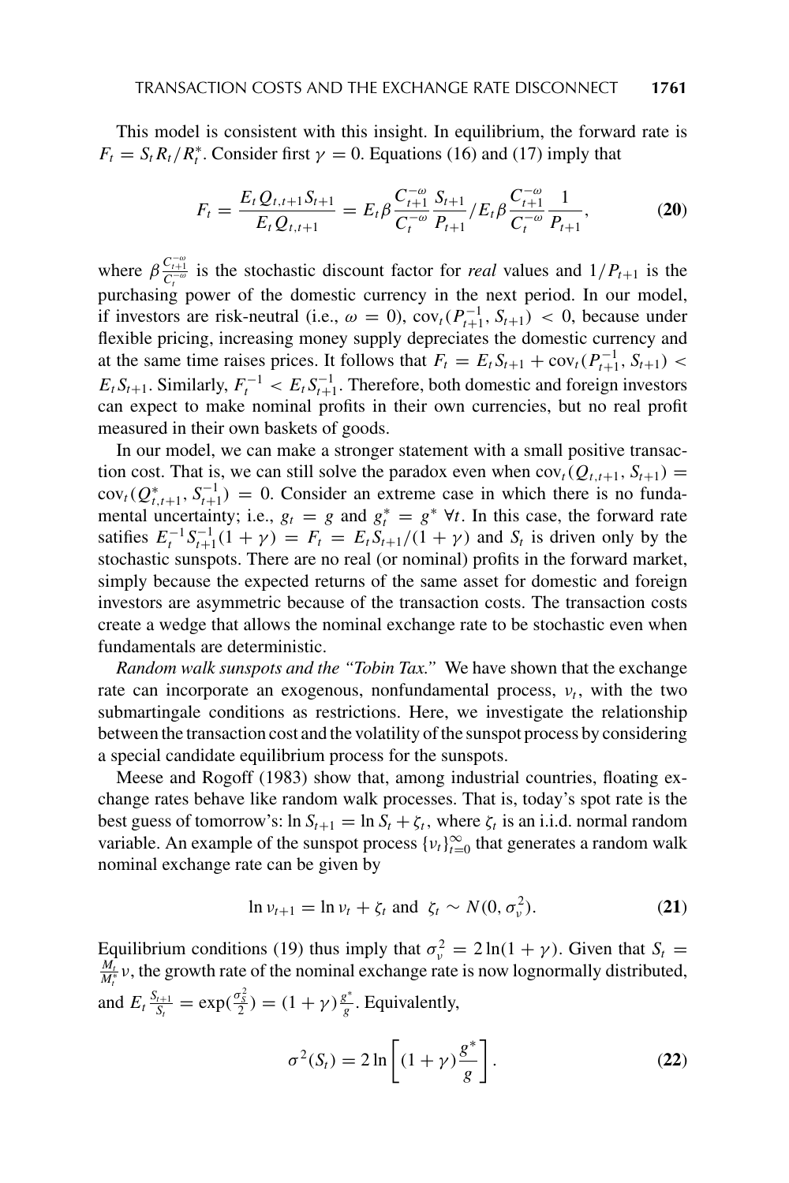This model is consistent with this insight. In equilibrium, the forward rate is $F_t = S_t R_t / R_t^*$. Consider first $\gamma = 0$. Equations (16) and (17) imply that

$$F_t = \frac{E_t Q_{t,t+1} S_{t+1}}{E_t Q_{t,t+1}} = E_t \beta \frac{C_{t+1}^{-\omega}}{C_t^{-\omega}} \frac{S_{t+1}}{P_{t+1}} \Big/ E_t \beta \frac{C_{t+1}^{-\omega}}{C_t^{-\omega}} \frac{1}{P_{t+1}}, \tag{20}$$

where $\beta \frac{C_{t+1}^{-\omega}}{C_t^{-\omega}}$ is the stochastic discount factor for *real* values and $1/P_{t+1}$ is the purchasing power of the domestic currency in the next period. In our model, if investors are risk-neutral (i.e., $\omega = 0$), $\text{cov}_t(P_{t+1}^{-1}, S_{t+1}) < 0$, because under flexible pricing, increasing money supply depreciates the domestic currency and at the same time raises prices. It follows that $F_t = E_t S_{t+1} + \text{cov}_t(P_{t+1}^{-1}, S_{t+1}) < E_t S_{t+1}$. Similarly, $F_t^{-1} < E_t S_{t+1}^{-1}$. Therefore, both domestic and foreign investors can expect to make nominal profits in their own currencies, but no real profit measured in their own baskets of goods.

In our model, we can make a stronger statement with a small positive transaction cost. That is, we can still solve the paradox even when $\text{cov}_t(Q_{t,t+1}, S_{t+1}) = \text{cov}_t(Q_{t,t+1}^*, S_{t+1}^{-1}) = 0$. Consider an extreme case in which there is no fundamental uncertainty; i.e., $g_t = g$ and $g_t^* = g^*$ $\forall t$. In this case, the forward rate satifies $E_t^{-1} S_{t+1}^{-1}(1+\gamma) = F_t = E_t S_{t+1}/(1+\gamma)$ and $S_t$ is driven only by the stochastic sunspots. There are no real (or nominal) profits in the forward market, simply because the expected returns of the same asset for domestic and foreign investors are asymmetric because of the transaction costs. The transaction costs create a wedge that allows the nominal exchange rate to be stochastic even when fundamentals are deterministic.

*Random walk sunspots and the "Tobin Tax."* We have shown that the exchange rate can incorporate an exogenous, nonfundamental process, $\nu_t$, with the two submartingale conditions as restrictions. Here, we investigate the relationship between the transaction cost and the volatility of the sunspot process by considering a special candidate equilibrium process for the sunspots.

Meese and Rogoff (1983) show that, among industrial countries, floating exchange rates behave like random walk processes. That is, today's spot rate is the best guess of tomorrow's: $\ln S_{t+1} = \ln S_t + \zeta_t$, where $\zeta_t$ is an i.i.d. normal random variable. An example of the sunspot process $\{\nu_t\}_{t=0}^{\infty}$ that generates a random walk nominal exchange rate can be given by

$$\ln \nu_{t+1} = \ln \nu_t + \zeta_t \text{ and } \zeta_t \sim N(0, \sigma_\nu^2). \tag{21}$$

Equilibrium conditions (19) thus imply that $\sigma_\nu^2 = 2\ln(1+\gamma)$. Given that $S_t = \frac{M_t}{M_t^*}\nu$, the growth rate of the nominal exchange rate is now lognormally distributed, and $E_t \frac{S_{t+1}}{S_t} = \exp(\frac{\sigma_S^2}{2}) = (1+\gamma)\frac{g^*}{g}$. Equivalently,

$$\sigma^2(S_t) = 2\ln\left[(1+\gamma)\frac{g^*}{g}\right]. \tag{22}$$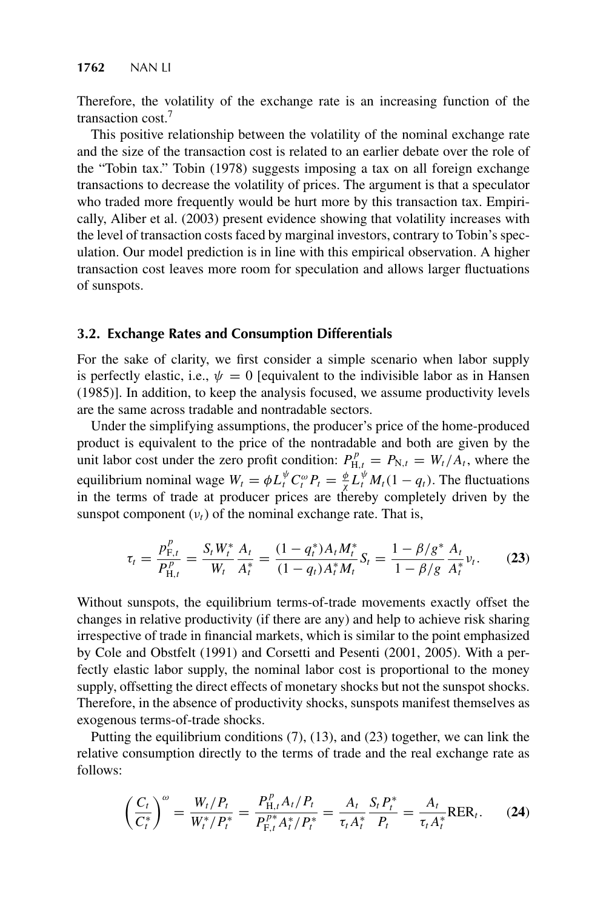Therefore, the volatility of the exchange rate is an increasing function of the transaction cost.[7]

This positive relationship between the volatility of the nominal exchange rate and the size of the transaction cost is related to an earlier debate over the role of the "Tobin tax." Tobin (1978) suggests imposing a tax on all foreign exchange transactions to decrease the volatility of prices. The argument is that a speculator who traded more frequently would be hurt more by this transaction tax. Empirically, Aliber et al. (2003) present evidence showing that volatility increases with the level of transaction costs faced by marginal investors, contrary to Tobin's speculation. Our model prediction is in line with this empirical observation. A higher transaction cost leaves more room for speculation and allows larger fluctuations of sunspots.

### 3.2. Exchange Rates and Consumption Differentials

For the sake of clarity, we first consider a simple scenario when labor supply is perfectly elastic, i.e., $\psi = 0$ [equivalent to the indivisible labor as in Hansen (1985)]. In addition, to keep the analysis focused, we assume productivity levels are the same across tradable and nontradable sectors.

Under the simplifying assumptions, the producer's price of the home-produced product is equivalent to the price of the nontradable and both are given by the unit labor cost under the zero profit condition: $P^p_{\mathrm{H},t} = P_{\mathrm{N},t} = W_t/A_t$, where the equilibrium nominal wage $W_t = \phi L_t^{\psi} C_t^{\omega} P_t = \frac{\phi}{\chi} L_t^{\psi} M_t (1 - q_t)$. The fluctuations in the terms of trade at producer prices are thereby completely driven by the sunspot component ($\nu_t$) of the nominal exchange rate. That is,

$$\tau_t = \frac{p^p_{\mathrm{F},t}}{P^p_{\mathrm{H},t}} = \frac{S_t W_t^*}{W_t}\frac{A_t}{A_t^*} = \frac{(1-q_t^*)A_t M_t^*}{(1-q_t)A_t^* M_t} S_t = \frac{1-\beta/g^*}{1-\beta/g}\frac{A_t}{A_t^*}\nu_t. \tag{23}$$

Without sunspots, the equilibrium terms-of-trade movements exactly offset the changes in relative productivity (if there are any) and help to achieve risk sharing irrespective of trade in financial markets, which is similar to the point emphasized by Cole and Obstfelt (1991) and Corsetti and Pesenti (2001, 2005). With a perfectly elastic labor supply, the nominal labor cost is proportional to the money supply, offsetting the direct effects of monetary shocks but not the sunspot shocks. Therefore, in the absence of productivity shocks, sunspots manifest themselves as exogenous terms-of-trade shocks.

Putting the equilibrium conditions (7), (13), and (23) together, we can link the relative consumption directly to the terms of trade and the real exchange rate as follows:

$$\left(\frac{C_t}{C_t^*}\right)^{\omega} = \frac{W_t/P_t}{W_t^*/P_t^*} = \frac{P^p_{\mathrm{H},t}A_t/P_t}{P^{p*}_{\mathrm{F},t}A_t^*/P_t^*} = \frac{A_t}{\tau_t A_t^*}\frac{S_t P_t^*}{P_t} = \frac{A_t}{\tau_t A_t^*}\mathrm{RER}_t. \tag{24}$$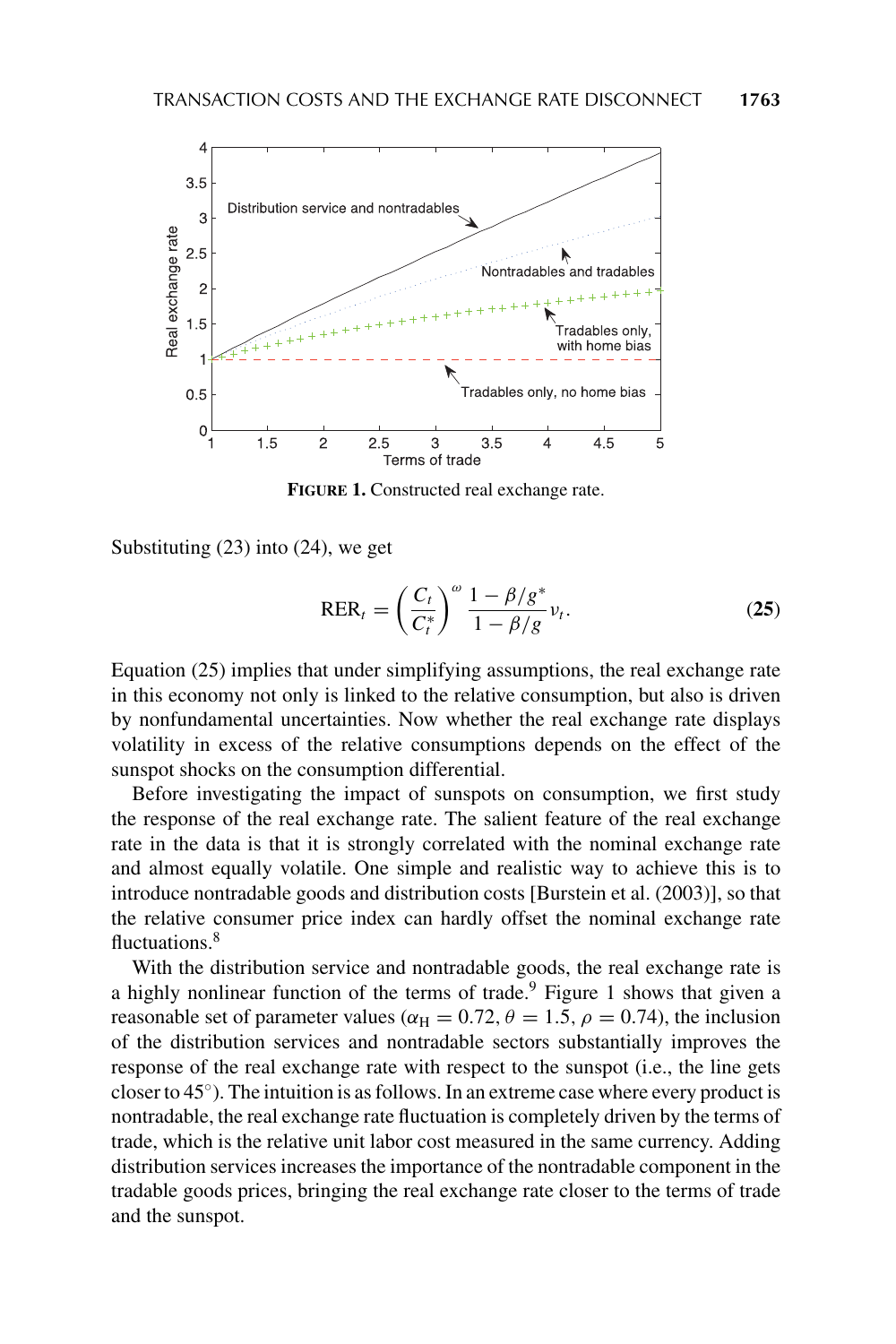**FIGURE 1.** Constructed real exchange rate.

Substituting (23) into (24), we get

$$\mathrm{RER}_t = \left(\frac{C_t}{C_t^*}\right)^{\omega} \frac{1-\beta/g^*}{1-\beta/g} \nu_t. \tag{25}$$

Equation (25) implies that under simplifying assumptions, the real exchange rate in this economy not only is linked to the relative consumption, but also is driven by nonfundamental uncertainties. Now whether the real exchange rate displays volatility in excess of the relative consumptions depends on the effect of the sunspot shocks on the consumption differential.

Before investigating the impact of sunspots on consumption, we first study the response of the real exchange rate. The salient feature of the real exchange rate in the data is that it is strongly correlated with the nominal exchange rate and almost equally volatile. One simple and realistic way to achieve this is to introduce nontradable goods and distribution costs [Burstein et al. (2003)], so that the relative consumer price index can hardly offset the nominal exchange rate fluctuations.[8]

With the distribution service and nontradable goods, the real exchange rate is a highly nonlinear function of the terms of trade.[9] Figure 1 shows that given a reasonable set of parameter values ($\alpha_{\mathrm{H}} = 0.72$, $\theta = 1.5$, $\rho = 0.74$), the inclusion of the distribution services and nontradable sectors substantially improves the response of the real exchange rate with respect to the sunspot (i.e., the line gets closer to 45°). The intuition is as follows. In an extreme case where every product is nontradable, the real exchange rate fluctuation is completely driven by the terms of trade, which is the relative unit labor cost measured in the same currency. Adding distribution services increases the importance of the nontradable component in the tradable goods prices, bringing the real exchange rate closer to the terms of trade and the sunspot.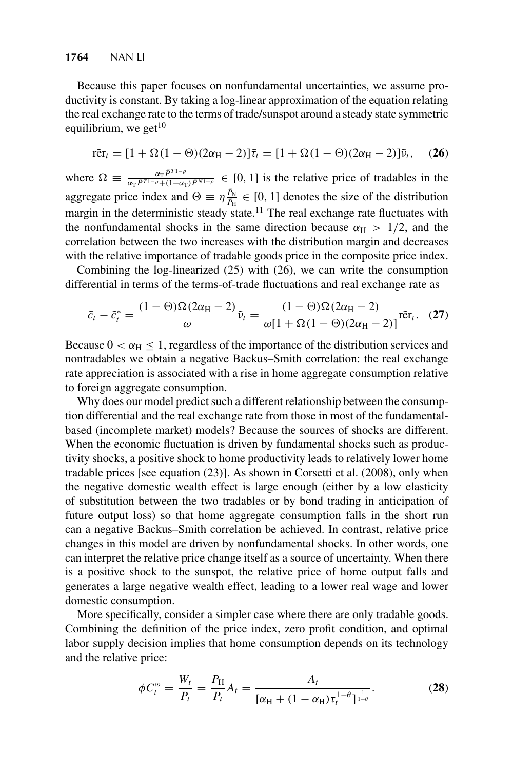Because this paper focuses on nonfundamental uncertainties, we assume productivity is constant. By taking a log-linear approximation of the equation relating the real exchange rate to the terms of trade/sunspot around a steady state symmetric equilibrium, we get[10]

$$\tilde{\text{rer}}_t = [1 + \Omega(1 - \Theta)(2\alpha_{\text{H}} - 2)]\tilde{\tau}_t = [1 + \Omega(1 - \Theta)(2\alpha_{\text{H}} - 2)]\tilde{\nu}_t, \quad \textbf{(26)}$$

where $\Omega \equiv \frac{\alpha_{\text{T}}\bar{P}^{T1-\rho}}{\alpha_{\text{T}}\bar{P}^{T1-\rho}+(1-\alpha_{\text{T}})\bar{P}^{N1-\rho}} \in [0, 1]$ is the relative price of tradables in the aggregate price index and $\Theta \equiv \eta\frac{\bar{P}_{\text{N}}}{\bar{P}_{\text{H}}} \in [0, 1]$ denotes the size of the distribution margin in the deterministic steady state.[11] The real exchange rate fluctuates with the nonfundamental shocks in the same direction because $\alpha_{\text{H}} > 1/2$, and the correlation between the two increases with the distribution margin and decreases with the relative importance of tradable goods price in the composite price index.

Combining the log-linearized (25) with (26), we can write the consumption differential in terms of the terms-of-trade fluctuations and real exchange rate as

$$\tilde{c}_t - \tilde{c}_t^* = \frac{(1 - \Theta)\Omega(2\alpha_{\text{H}} - 2)}{\omega}\tilde{\nu}_t = \frac{(1 - \Theta)\Omega(2\alpha_{\text{H}} - 2)}{\omega[1 + \Omega(1 - \Theta)(2\alpha_{\text{H}} - 2)]}\tilde{\text{rer}}_t. \quad \textbf{(27)}$$

Because $0 < \alpha_{\text{H}} \leq 1$, regardless of the importance of the distribution services and nontradables we obtain a negative Backus–Smith correlation: the real exchange rate appreciation is associated with a rise in home aggregate consumption relative to foreign aggregate consumption.

Why does our model predict such a different relationship between the consumption differential and the real exchange rate from those in most of the fundamental-based (incomplete market) models? Because the sources of shocks are different. When the economic fluctuation is driven by fundamental shocks such as productivity shocks, a positive shock to home productivity leads to relatively lower home tradable prices [see equation (23)]. As shown in Corsetti et al. (2008), only when the negative domestic wealth effect is large enough (either by a low elasticity of substitution between the two tradables or by bond trading in anticipation of future output loss) so that home aggregate consumption falls in the short run can a negative Backus–Smith correlation be achieved. In contrast, relative price changes in this model are driven by nonfundamental shocks. In other words, one can interpret the relative price change itself as a source of uncertainty. When there is a positive shock to the sunspot, the relative price of home output falls and generates a large negative wealth effect, leading to a lower real wage and lower domestic consumption.

More specifically, consider a simpler case where there are only tradable goods. Combining the definition of the price index, zero profit condition, and optimal labor supply decision implies that home consumption depends on its technology and the relative price:

$$\phi C_t^{\omega} = \frac{W_t}{P_t} = \frac{P_{\text{H}}}{P_t}A_t = \frac{A_t}{[\alpha_{\text{H}} + (1 - \alpha_{\text{H}})\tau_t^{1-\theta}]^{\frac{1}{1-\theta}}}. \quad \textbf{(28)}$$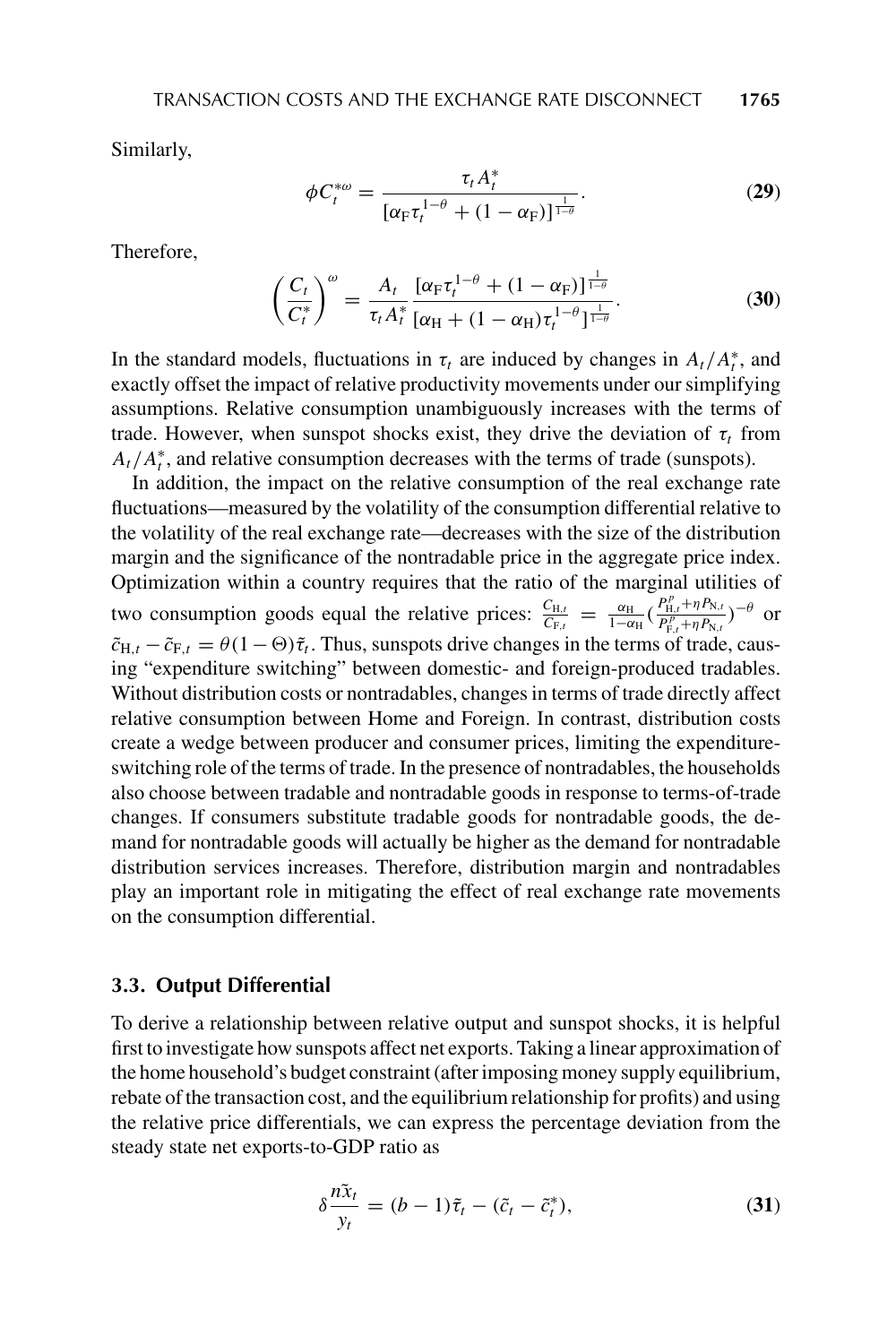Similarly,

$$\phi C_t^{*\omega} = \frac{\tau_t A_t^*}{[\alpha_F \tau_t^{1-\theta} + (1-\alpha_F)]^{\frac{1}{1-\theta}}}. \tag{29}$$

Therefore,

$$\left(\frac{C_t}{C_t^*}\right)^{\omega} = \frac{A_t}{\tau_t A_t^*} \frac{[\alpha_F \tau_t^{1-\theta} + (1-\alpha_F)]^{\frac{1}{1-\theta}}}{[\alpha_H + (1-\alpha_H)\tau_t^{1-\theta}]^{\frac{1}{1-\theta}}}. \tag{30}$$

In the standard models, fluctuations in $\tau_t$ are induced by changes in $A_t/A_t^*$, and exactly offset the impact of relative productivity movements under our simplifying assumptions. Relative consumption unambiguously increases with the terms of trade. However, when sunspot shocks exist, they drive the deviation of $\tau_t$ from $A_t/A_t^*$, and relative consumption decreases with the terms of trade (sunspots).

In addition, the impact on the relative consumption of the real exchange rate fluctuations—measured by the volatility of the consumption differential relative to the volatility of the real exchange rate—decreases with the size of the distribution margin and the significance of the nontradable price in the aggregate price index. Optimization within a country requires that the ratio of the marginal utilities of two consumption goods equal the relative prices: $\frac{C_{H,t}}{C_{F,t}} = \frac{\alpha_H}{1-\alpha_H}(\frac{P_{H,t}^p + \eta P_{N,t}}{P_{F,t}^p + \eta P_{N,t}})^{-\theta}$ or $\tilde{c}_{H,t} - \tilde{c}_{F,t} = \theta(1-\Theta)\tilde{\tau}_t$. Thus, sunspots drive changes in the terms of trade, causing "expenditure switching" between domestic- and foreign-produced tradables. Without distribution costs or nontradables, changes in terms of trade directly affect relative consumption between Home and Foreign. In contrast, distribution costs create a wedge between producer and consumer prices, limiting the expenditure-switching role of the terms of trade. In the presence of nontradables, the households also choose between tradable and nontradable goods in response to terms-of-trade changes. If consumers substitute tradable goods for nontradable goods, the demand for nontradable goods will actually be higher as the demand for nontradable distribution services increases. Therefore, distribution margin and nontradables play an important role in mitigating the effect of real exchange rate movements on the consumption differential.

### 3.3. Output Differential

To derive a relationship between relative output and sunspot shocks, it is helpful first to investigate how sunspots affect net exports. Taking a linear approximation of the home household's budget constraint (after imposing money supply equilibrium, rebate of the transaction cost, and the equilibrium relationship for profits) and using the relative price differentials, we can express the percentage deviation from the steady state net exports-to-GDP ratio as

$$\delta \frac{n\tilde{x}_t}{y_t} = (b-1)\tilde{\tau}_t - (\tilde{c}_t - \tilde{c}_t^*), \tag{31}$$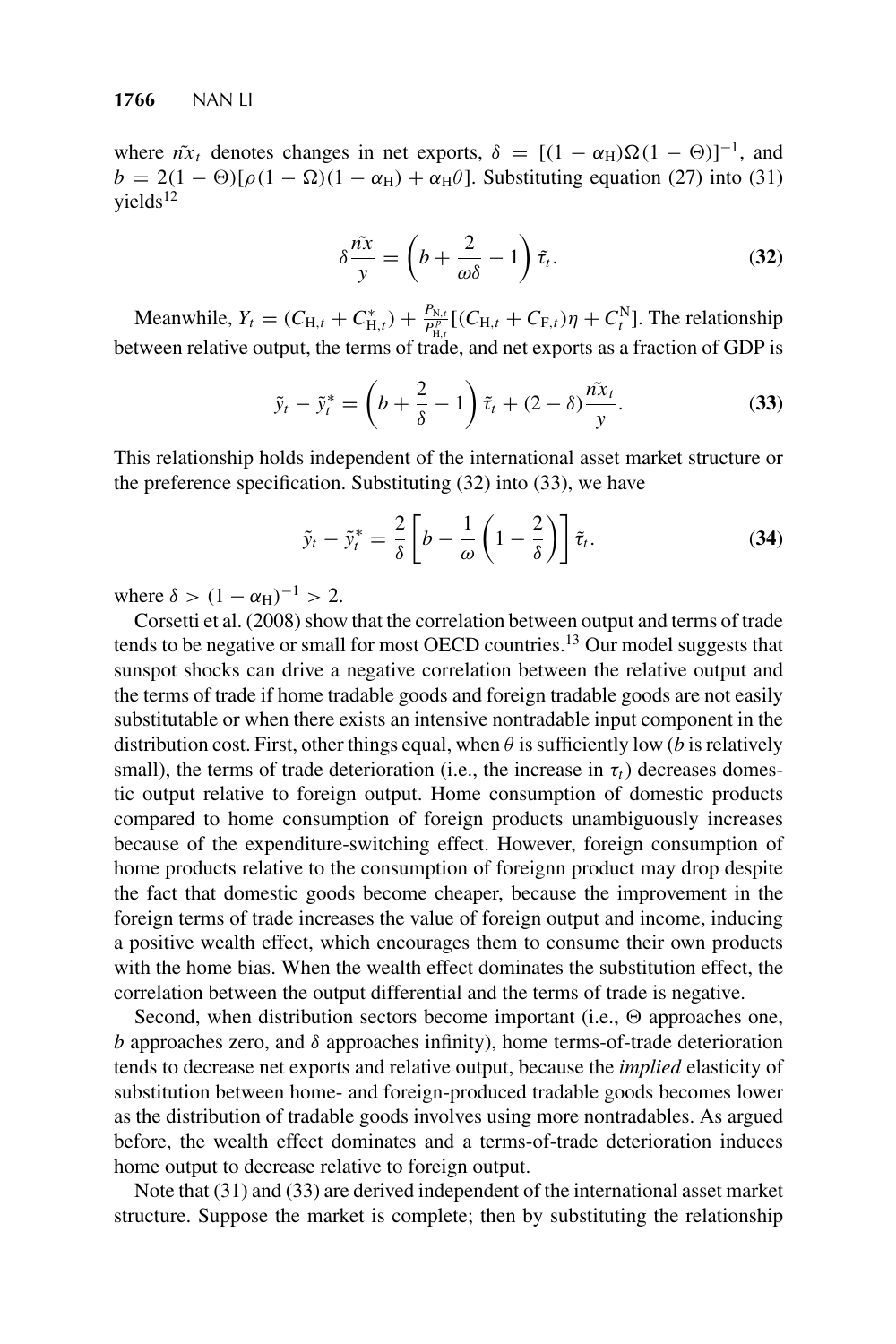where $\tilde{nx}_t$ denotes changes in net exports, $\delta = [(1-\alpha_{\rm H})\Omega(1-\Theta)]^{-1}$, and $b = 2(1-\Theta)[\rho(1-\Omega)(1-\alpha_{\rm H}) + \alpha_{\rm H}\theta]$. Substituting equation (27) into (31) yields[12]

$$\delta \frac{\tilde{nx}}{y} = \left(b + \frac{2}{\omega\delta} - 1\right)\tilde{\tau}_t. \tag{32}$$

Meanwhile, $Y_t = (C_{{\rm H},t} + C^*_{{\rm H},t}) + \frac{P_{{\rm N},t}}{P^p_{{\rm H},t}}[(C_{{\rm H},t} + C_{{\rm F},t})\eta + C^{\rm N}_t]$. The relationship between relative output, the terms of trade, and net exports as a fraction of GDP is

$$\tilde{y}_t - \tilde{y}^*_t = \left(b + \frac{2}{\delta} - 1\right)\tilde{\tau}_t + (2-\delta)\frac{\tilde{nx}_t}{y}. \tag{33}$$

This relationship holds independent of the international asset market structure or the preference specification. Substituting (32) into (33), we have

$$\tilde{y}_t - \tilde{y}^*_t = \frac{2}{\delta}\left[b - \frac{1}{\omega}\left(1 - \frac{2}{\delta}\right)\right]\tilde{\tau}_t. \tag{34}$$

where $\delta > (1-\alpha_{\rm H})^{-1} > 2$.

Corsetti et al. (2008) show that the correlation between output and terms of trade tends to be negative or small for most OECD countries.[13] Our model suggests that sunspot shocks can drive a negative correlation between the relative output and the terms of trade if home tradable goods and foreign tradable goods are not easily substitutable or when there exists an intensive nontradable input component in the distribution cost. First, other things equal, when $\theta$ is sufficiently low ($b$ is relatively small), the terms of trade deterioration (i.e., the increase in $\tau_t$) decreases domestic output relative to foreign output. Home consumption of domestic products compared to home consumption of foreign products unambiguously increases because of the expenditure-switching effect. However, foreign consumption of home products relative to the consumption of foreignn product may drop despite the fact that domestic goods become cheaper, because the improvement in the foreign terms of trade increases the value of foreign output and income, inducing a positive wealth effect, which encourages them to consume their own products with the home bias. When the wealth effect dominates the substitution effect, the correlation between the output differential and the terms of trade is negative.

Second, when distribution sectors become important (i.e., $\Theta$ approaches one, $b$ approaches zero, and $\delta$ approaches infinity), home terms-of-trade deterioration tends to decrease net exports and relative output, because the *implied* elasticity of substitution between home- and foreign-produced tradable goods becomes lower as the distribution of tradable goods involves using more nontradables. As argued before, the wealth effect dominates and a terms-of-trade deterioration induces home output to decrease relative to foreign output.

Note that (31) and (33) are derived independent of the international asset market structure. Suppose the market is complete; then by substituting the relationship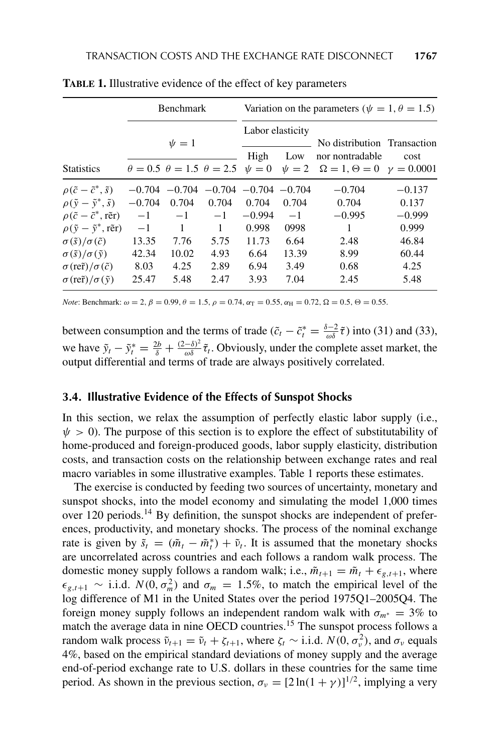**TABLE 1.** Illustrative evidence of the effect of key parameters

| | Benchmark | | | Variation on the parameters ($\psi = 1, \theta = 1.5$) | | | |
|---|---|---|---|---|---|---|---|
| | $\psi = 1$ | | | Labor elasticity | | No distribution nor nontradable | Transaction cost |
| | | | | High | Low | | |
| Statistics | $\theta = 0.5$ | $\theta = 1.5$ | $\theta = 2.5$ | $\psi = 0$ | $\psi = 2$ | $\Omega = 1, \Theta = 0$ | $\gamma = 0.0001$ |
| $\rho(\tilde{c} - \tilde{c}^*, \tilde{s})$ | −0.704 | −0.704 | −0.704 | −0.704 | −0.704 | −0.704 | −0.137 |
| $\rho(\tilde{y} - \tilde{y}^*, \tilde{s})$ | −0.704 | 0.704 | 0.704 | 0.704 | 0.704 | 0.704 | 0.137 |
| $\rho(\tilde{c} - \tilde{c}^*, \text{r\~{e}r})$ | −1 | −1 | −1 | −0.994 | −1 | −0.995 | −0.999 |
| $\rho(\tilde{y} - \tilde{y}^*, \text{r\~{e}r})$ | −1 | 1 | 1 | 0.998 | 0998 | 1 | 0.999 |
| $\sigma(\tilde{s})/\sigma(\tilde{c})$ | 13.35 | 7.76 | 5.75 | 11.73 | 6.64 | 2.48 | 46.84 |
| $\sigma(\tilde{s})/\sigma(\tilde{y})$ | 42.34 | 10.02 | 4.93 | 6.64 | 13.39 | 8.99 | 60.44 |
| $\sigma(\text{r\~{e}r})/\sigma(\tilde{c})$ | 8.03 | 4.25 | 2.89 | 6.94 | 3.49 | 0.68 | 4.25 |
| $\sigma(\text{r\~{e}r})/\sigma(\tilde{y})$ | 25.47 | 5.48 | 2.47 | 3.93 | 7.04 | 2.45 | 5.48 |

*Note*: Benchmark: $\omega = 2$, $\beta = 0.99$, $\theta = 1.5$, $\rho = 0.74$, $\alpha_{\text{T}} = 0.55$, $\alpha_{\text{H}} = 0.72$, $\Omega = 0.5$, $\Theta = 0.55$.

between consumption and the terms of trade ($\tilde{c}_t - \tilde{c}_t^* = \frac{\delta - 2}{\omega\delta}\tilde{\tau}$) into (31) and (33), we have $\tilde{y}_t - \tilde{y}_t^* = \frac{2b}{\delta} + \frac{(2-\delta)^2}{\omega\delta}\tilde{\tau}_t$. Obviously, under the complete asset market, the output differential and terms of trade are always positively correlated.

### 3.4. Illustrative Evidence of the Effects of Sunspot Shocks

In this section, we relax the assumption of perfectly elastic labor supply (i.e., $\psi > 0$). The purpose of this section is to explore the effect of substitutability of home-produced and foreign-produced goods, labor supply elasticity, distribution costs, and transaction costs on the relationship between exchange rates and real macro variables in some illustrative examples. Table 1 reports these estimates.

The exercise is conducted by feeding two sources of uncertainty, monetary and sunspot shocks, into the model economy and simulating the model 1,000 times over 120 periods.[14] By definition, the sunspot shocks are independent of preferences, productivity, and monetary shocks. The process of the nominal exchange rate is given by $\tilde{s}_t = (\tilde{m}_t - \tilde{m}_t^*) + \tilde{\nu}_t$. It is assumed that the monetary shocks are uncorrelated across countries and each follows a random walk process. The domestic money supply follows a random walk; i.e., $\tilde{m}_{t+1} = \tilde{m}_t + \epsilon_{g,t+1}$, where $\epsilon_{g,t+1} \sim$ i.i.d. $N(0, \sigma_m^2)$ and $\sigma_m = 1.5\%$, to match the empirical level of the log difference of M1 in the United States over the period 1975Q1–2005Q4. The foreign money supply follows an independent random walk with $\sigma_{m^*} = 3\%$ to match the average data in nine OECD countries.[15] The sunspot process follows a random walk process $\tilde{\nu}_{t+1} = \tilde{\nu}_t + \zeta_{t+1}$, where $\zeta_t \sim$ i.i.d. $N(0, \sigma_\nu^2)$, and $\sigma_\nu$ equals 4%, based on the empirical standard deviations of money supply and the average end-of-period exchange rate to U.S. dollars in these countries for the same time period. As shown in the previous section, $\sigma_\nu = [2\ln(1+\gamma)]^{1/2}$, implying a very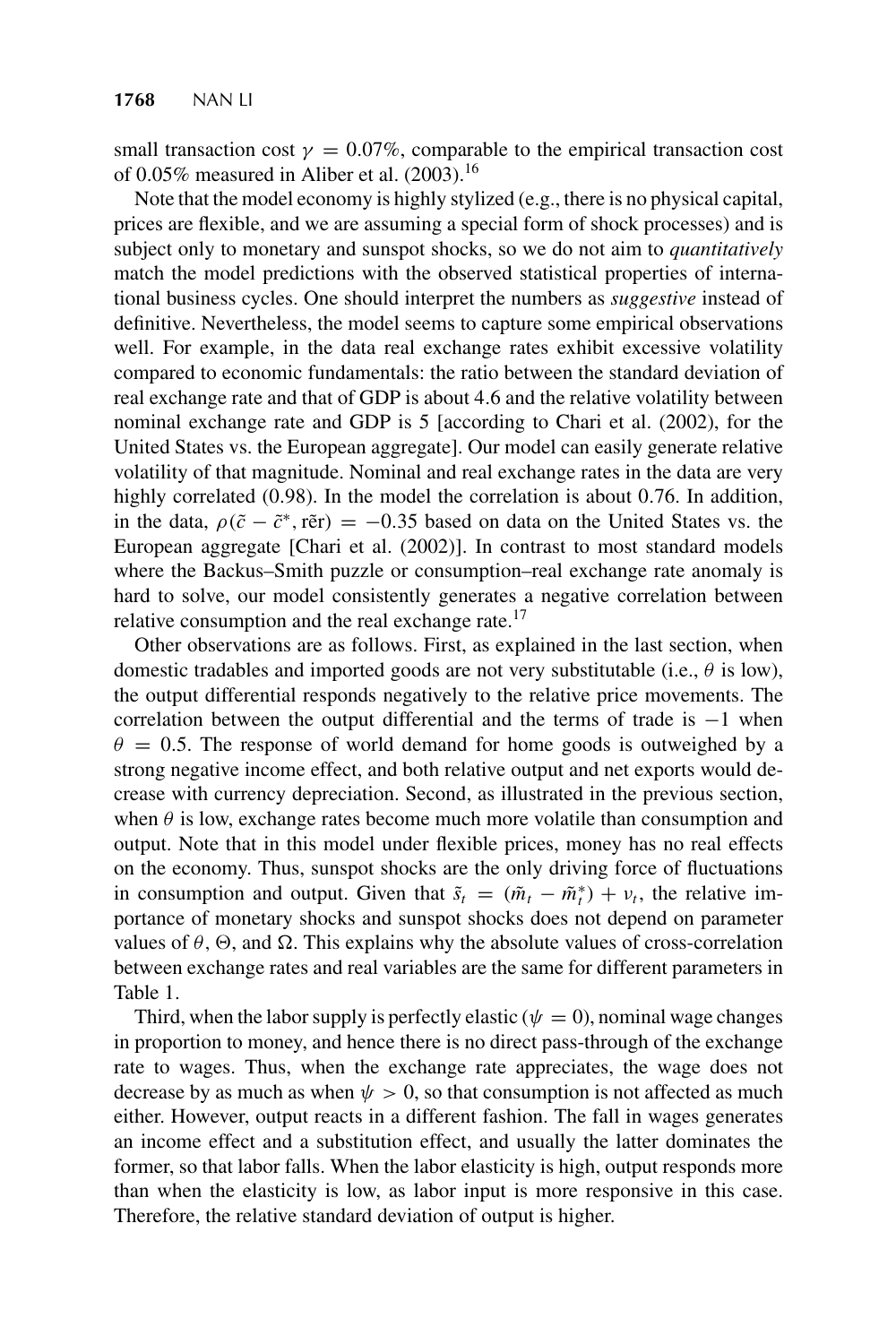small transaction cost $\gamma = 0.07\%$, comparable to the empirical transaction cost of 0.05% measured in Aliber et al. (2003).[16]

Note that the model economy is highly stylized (e.g., there is no physical capital, prices are flexible, and we are assuming a special form of shock processes) and is subject only to monetary and sunspot shocks, so we do not aim to *quantitatively* match the model predictions with the observed statistical properties of international business cycles. One should interpret the numbers as *suggestive* instead of definitive. Nevertheless, the model seems to capture some empirical observations well. For example, in the data real exchange rates exhibit excessive volatility compared to economic fundamentals: the ratio between the standard deviation of real exchange rate and that of GDP is about 4.6 and the relative volatility between nominal exchange rate and GDP is 5 [according to Chari et al. (2002), for the United States vs. the European aggregate]. Our model can easily generate relative volatility of that magnitude. Nominal and real exchange rates in the data are very highly correlated (0.98). In the model the correlation is about 0.76. In addition, in the data, $\rho(\tilde{c} - \tilde{c}^*, \tilde{\text{rer}}) = -0.35$ based on data on the United States vs. the European aggregate [Chari et al. (2002)]. In contrast to most standard models where the Backus–Smith puzzle or consumption–real exchange rate anomaly is hard to solve, our model consistently generates a negative correlation between relative consumption and the real exchange rate.[17]

Other observations are as follows. First, as explained in the last section, when domestic tradables and imported goods are not very substitutable (i.e., $\theta$ is low), the output differential responds negatively to the relative price movements. The correlation between the output differential and the terms of trade is $-1$ when $\theta = 0.5$. The response of world demand for home goods is outweighed by a strong negative income effect, and both relative output and net exports would decrease with currency depreciation. Second, as illustrated in the previous section, when $\theta$ is low, exchange rates become much more volatile than consumption and output. Note that in this model under flexible prices, money has no real effects on the economy. Thus, sunspot shocks are the only driving force of fluctuations in consumption and output. Given that $\tilde{s}_t = (\tilde{m}_t - \tilde{m}_t^*) + \nu_t$, the relative importance of monetary shocks and sunspot shocks does not depend on parameter values of $\theta$, $\Theta$, and $\Omega$. This explains why the absolute values of cross-correlation between exchange rates and real variables are the same for different parameters in Table 1.

Third, when the labor supply is perfectly elastic ($\psi = 0$), nominal wage changes in proportion to money, and hence there is no direct pass-through of the exchange rate to wages. Thus, when the exchange rate appreciates, the wage does not decrease by as much as when $\psi > 0$, so that consumption is not affected as much either. However, output reacts in a different fashion. The fall in wages generates an income effect and a substitution effect, and usually the latter dominates the former, so that labor falls. When the labor elasticity is high, output responds more than when the elasticity is low, as labor input is more responsive in this case. Therefore, the relative standard deviation of output is higher.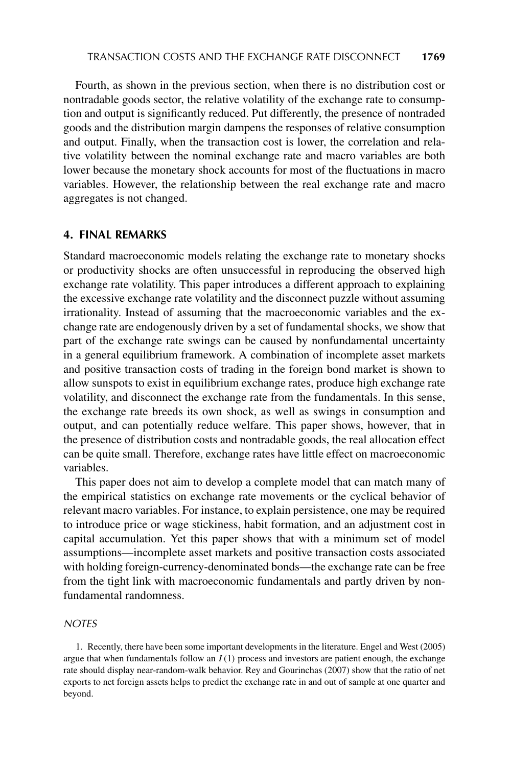Fourth, as shown in the previous section, when there is no distribution cost or nontradable goods sector, the relative volatility of the exchange rate to consumption and output is significantly reduced. Put differently, the presence of nontraded goods and the distribution margin dampens the responses of relative consumption and output. Finally, when the transaction cost is lower, the correlation and relative volatility between the nominal exchange rate and macro variables are both lower because the monetary shock accounts for most of the fluctuations in macro variables. However, the relationship between the real exchange rate and macro aggregates is not changed.

## 4. FINAL REMARKS

Standard macroeconomic models relating the exchange rate to monetary shocks or productivity shocks are often unsuccessful in reproducing the observed high exchange rate volatility. This paper introduces a different approach to explaining the excessive exchange rate volatility and the disconnect puzzle without assuming irrationality. Instead of assuming that the macroeconomic variables and the exchange rate are endogenously driven by a set of fundamental shocks, we show that part of the exchange rate swings can be caused by nonfundamental uncertainty in a general equilibrium framework. A combination of incomplete asset markets and positive transaction costs of trading in the foreign bond market is shown to allow sunspots to exist in equilibrium exchange rates, produce high exchange rate volatility, and disconnect the exchange rate from the fundamentals. In this sense, the exchange rate breeds its own shock, as well as swings in consumption and output, and can potentially reduce welfare. This paper shows, however, that in the presence of distribution costs and nontradable goods, the real allocation effect can be quite small. Therefore, exchange rates have little effect on macroeconomic variables.

This paper does not aim to develop a complete model that can match many of the empirical statistics on exchange rate movements or the cyclical behavior of relevant macro variables. For instance, to explain persistence, one may be required to introduce price or wage stickiness, habit formation, and an adjustment cost in capital accumulation. Yet this paper shows that with a minimum set of model assumptions—incomplete asset markets and positive transaction costs associated with holding foreign-currency-denominated bonds—the exchange rate can be free from the tight link with macroeconomic fundamentals and partly driven by nonfundamental randomness.

### NOTES

1. Recently, there have been some important developments in the literature. Engel and West (2005) argue that when fundamentals follow an $I(1)$ process and investors are patient enough, the exchange rate should display near-random-walk behavior. Rey and Gourinchas (2007) show that the ratio of net exports to net foreign assets helps to predict the exchange rate in and out of sample at one quarter and beyond.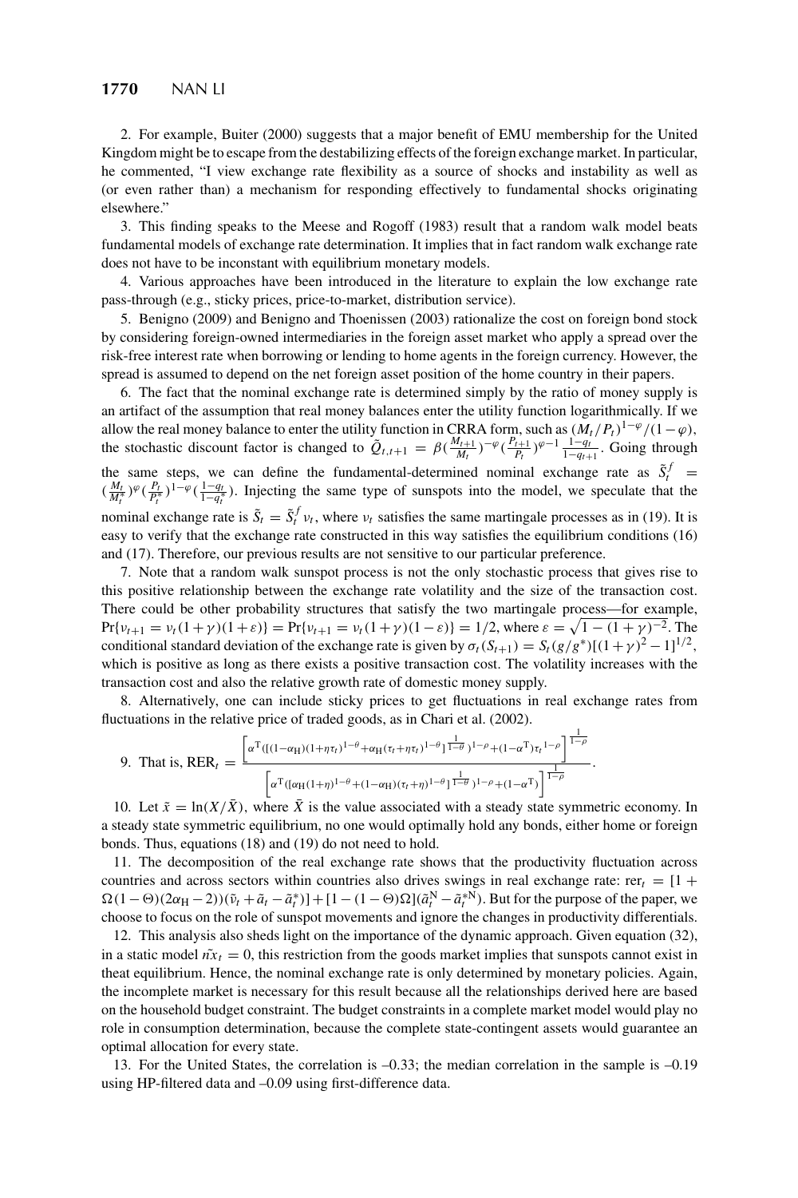2. For example, Buiter (2000) suggests that a major benefit of EMU membership for the United Kingdom might be to escape from the destabilizing effects of the foreign exchange market. In particular, he commented, "I view exchange rate flexibility as a source of shocks and instability as well as (or even rather than) a mechanism for responding effectively to fundamental shocks originating elsewhere."

3. This finding speaks to the Meese and Rogoff (1983) result that a random walk model beats fundamental models of exchange rate determination. It implies that in fact random walk exchange rate does not have to be inconstant with equilibrium monetary models.

4. Various approaches have been introduced in the literature to explain the low exchange rate pass-through (e.g., sticky prices, price-to-market, distribution service).

5. Benigno (2009) and Benigno and Thoenissen (2003) rationalize the cost on foreign bond stock by considering foreign-owned intermediaries in the foreign asset market who apply a spread over the risk-free interest rate when borrowing or lending to home agents in the foreign currency. However, the spread is assumed to depend on the net foreign asset position of the home country in their papers.

6. The fact that the nominal exchange rate is determined simply by the ratio of money supply is an artifact of the assumption that real money balances enter the utility function logarithmically. If we allow the real money balance to enter the utility function in CRRA form, such as $(M_t/P_t)^{1-\varphi}/(1-\varphi)$, the stochastic discount factor is changed to $\tilde{Q}_{t,t+1} = \beta(\frac{M_{t+1}}{M_t})^{-\varphi}(\frac{P_{t+1}}{P_t})^{\varphi-1}\frac{1-q_t}{1-q_{t+1}}$. Going through the same steps, we can define the fundamental-determined nominal exchange rate as $\tilde{S}_t^f = (\frac{M_t}{M_t^*})^{\varphi}(\frac{P_t}{P_t^*})^{1-\varphi}(\frac{1-q_t}{1-q_t^*})$. Injecting the same type of sunspots into the model, we speculate that the nominal exchange rate is $\tilde{S}_t = \tilde{S}_t^f \nu_t$, where $\nu_t$ satisfies the same martingale processes as in (19). It is easy to verify that the exchange rate constructed in this way satisfies the equilibrium conditions (16) and (17). Therefore, our previous results are not sensitive to our particular preference.

7. Note that a random walk sunspot process is not the only stochastic process that gives rise to this positive relationship between the exchange rate volatility and the size of the transaction cost. There could be other probability structures that satisfy the two martingale process—for example, $\Pr\{\nu_{t+1} = \nu_t(1+\gamma)(1+\varepsilon)\} = \Pr\{\nu_{t+1} = \nu_t(1+\gamma)(1-\varepsilon)\} = 1/2$, where $\varepsilon = \sqrt{1-(1+\gamma)^{-2}}$. The conditional standard deviation of the exchange rate is given by $\sigma_t(S_{t+1}) = S_t(g/g^*)[(1+\gamma)^2-1]^{1/2}$, which is positive as long as there exists a positive transaction cost. The volatility increases with the transaction cost and also the relative growth rate of domestic money supply.

8. Alternatively, one can include sticky prices to get fluctuations in real exchange rates from fluctuations in the relative price of traded goods, as in Chari et al. (2002).

9. That is, $\text{RER}_t = \frac{\left[\alpha^{\text{T}}([(1-\alpha_{\text{H}})(1+\eta\tau_t)^{1-\theta}+\alpha_{\text{H}}(\tau_t+\eta\tau_t)^{1-\theta}]^{\frac{1}{1-\theta}})^{1-\rho}+(1-\alpha^{\text{T}})\tau_t{}^{1-\rho}\right]^{\frac{1}{1-\rho}}}{\left[\alpha^{\text{T}}([\alpha_{\text{H}}(1+\eta)^{1-\theta}+(1-\alpha_{\text{H}})(\tau_t+\eta)^{1-\theta}]^{\frac{1}{1-\theta}})^{1-\rho}+(1-\alpha^{\text{T}})\right]^{\frac{1}{1-\rho}}}$.

10. Let $\tilde{x} = \ln(X/\bar{X})$, where $\bar{X}$ is the value associated with a steady state symmetric economy. In a steady state symmetric equilibrium, no one would optimally hold any bonds, either home or foreign bonds. Thus, equations (18) and (19) do not need to hold.

11. The decomposition of the real exchange rate shows that the productivity fluctuation across countries and across sectors within countries also drives swings in real exchange rate: $\text{rer}_t = [1 + \Omega(1-\Theta)(2\alpha_{\text{H}}-2))(\tilde{\nu}_t + \tilde{a}_t - \tilde{a}_t^*)] + [1-(1-\Theta)\Omega](\tilde{a}_t^{\text{N}} - \tilde{a}_t^{*\text{N}})$. But for the purpose of the paper, we choose to focus on the role of sunspot movements and ignore the changes in productivity differentials.

12. This analysis also sheds light on the importance of the dynamic approach. Given equation (32), in a static model $\tilde{nx}_t = 0$, this restriction from the goods market implies that sunspots cannot exist in theat equilibrium. Hence, the nominal exchange rate is only determined by monetary policies. Again, the incomplete market is necessary for this result because all the relationships derived here are based on the household budget constraint. The budget constraints in a complete market model would play no role in consumption determination, because the complete state-contingent assets would guarantee an optimal allocation for every state.

13. For the United States, the correlation is –0.33; the median correlation in the sample is –0.19 using HP-filtered data and –0.09 using first-difference data.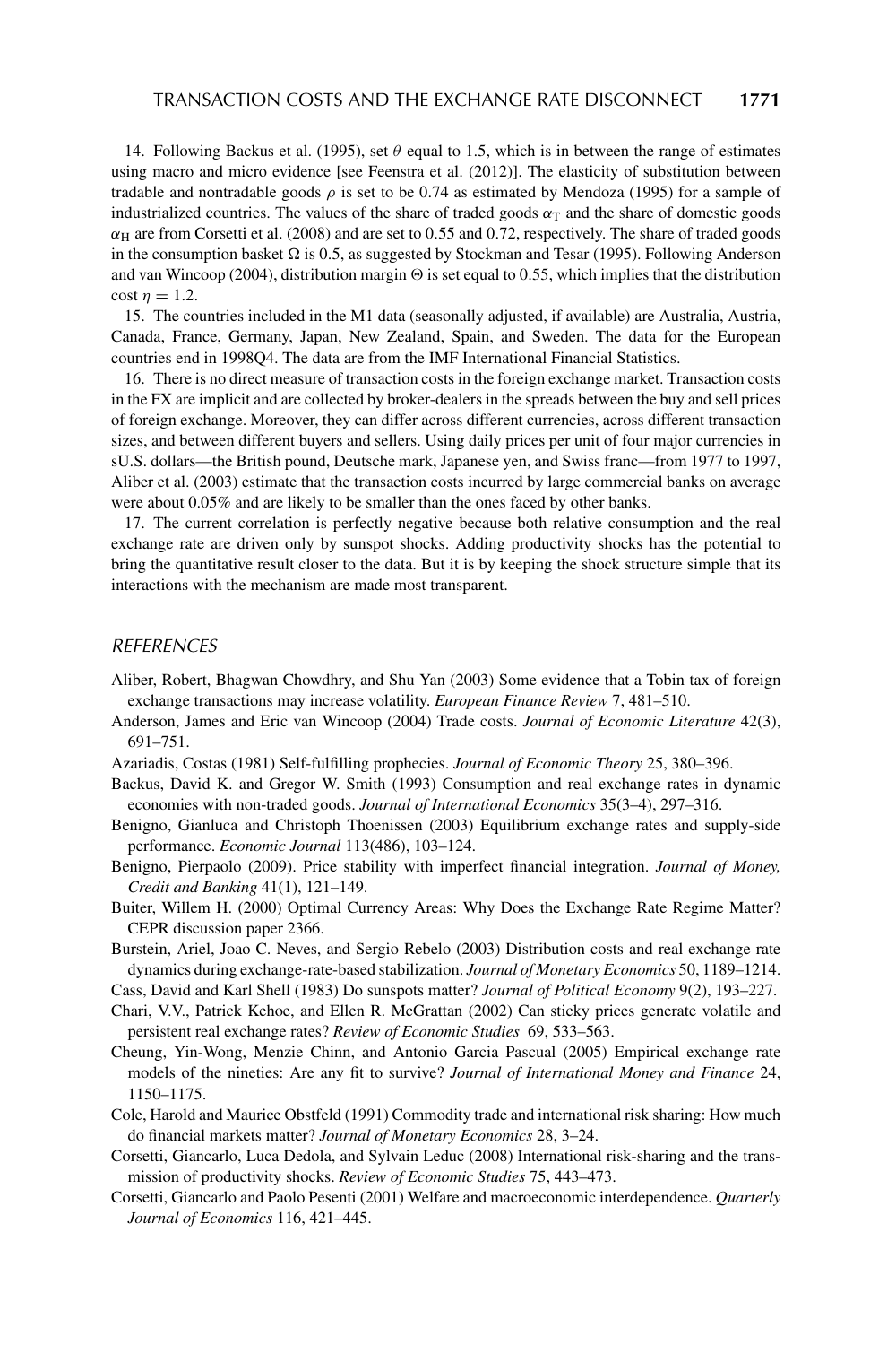14. Following Backus et al. (1995), set $\theta$ equal to 1.5, which is in between the range of estimates using macro and micro evidence [see Feenstra et al. (2012)]. The elasticity of substitution between tradable and nontradable goods $\rho$ is set to be 0.74 as estimated by Mendoza (1995) for a sample of industrialized countries. The values of the share of traded goods $\alpha_T$ and the share of domestic goods $\alpha_H$ are from Corsetti et al. (2008) and are set to 0.55 and 0.72, respectively. The share of traded goods in the consumption basket $\Omega$ is 0.5, as suggested by Stockman and Tesar (1995). Following Anderson and van Wincoop (2004), distribution margin $\Theta$ is set equal to 0.55, which implies that the distribution cost $\eta = 1.2$.

15. The countries included in the M1 data (seasonally adjusted, if available) are Australia, Austria, Canada, France, Germany, Japan, New Zealand, Spain, and Sweden. The data for the European countries end in 1998Q4. The data are from the IMF International Financial Statistics.

16. There is no direct measure of transaction costs in the foreign exchange market. Transaction costs in the FX are implicit and are collected by broker-dealers in the spreads between the buy and sell prices of foreign exchange. Moreover, they can differ across different currencies, across different transaction sizes, and between different buyers and sellers. Using daily prices per unit of four major currencies in sU.S. dollars—the British pound, Deutsche mark, Japanese yen, and Swiss franc—from 1977 to 1997, Aliber et al. (2003) estimate that the transaction costs incurred by large commercial banks on average were about 0.05% and are likely to be smaller than the ones faced by other banks.

17. The current correlation is perfectly negative because both relative consumption and the real exchange rate are driven only by sunspot shocks. Adding productivity shocks has the potential to bring the quantitative result closer to the data. But it is by keeping the shock structure simple that its interactions with the mechanism are made most transparent.

## *REFERENCES*

Aliber, Robert, Bhagwan Chowdhry, and Shu Yan (2003) Some evidence that a Tobin tax of foreign exchange transactions may increase volatility. *European Finance Review* 7, 481–510.

Anderson, James and Eric van Wincoop (2004) Trade costs. *Journal of Economic Literature* 42(3), 691–751.

Azariadis, Costas (1981) Self-fulfilling prophecies. *Journal of Economic Theory* 25, 380–396.

Backus, David K. and Gregor W. Smith (1993) Consumption and real exchange rates in dynamic economies with non-traded goods. *Journal of International Economics* 35(3–4), 297–316.

Benigno, Gianluca and Christoph Thoenissen (2003) Equilibrium exchange rates and supply-side performance. *Economic Journal* 113(486), 103–124.

Benigno, Pierpaolo (2009). Price stability with imperfect financial integration. *Journal of Money, Credit and Banking* 41(1), 121–149.

Buiter, Willem H. (2000) Optimal Currency Areas: Why Does the Exchange Rate Regime Matter? CEPR discussion paper 2366.

Burstein, Ariel, Joao C. Neves, and Sergio Rebelo (2003) Distribution costs and real exchange rate dynamics during exchange-rate-based stabilization. *Journal of Monetary Economics* 50, 1189–1214.

Cass, David and Karl Shell (1983) Do sunspots matter? *Journal of Political Economy* 9(2), 193–227.

Chari, V.V., Patrick Kehoe, and Ellen R. McGrattan (2002) Can sticky prices generate volatile and persistent real exchange rates? *Review of Economic Studies* 69, 533–563.

Cheung, Yin-Wong, Menzie Chinn, and Antonio Garcia Pascual (2005) Empirical exchange rate models of the nineties: Are any fit to survive? *Journal of International Money and Finance* 24, 1150–1175.

Cole, Harold and Maurice Obstfeld (1991) Commodity trade and international risk sharing: How much do financial markets matter? *Journal of Monetary Economics* 28, 3–24.

Corsetti, Giancarlo, Luca Dedola, and Sylvain Leduc (2008) International risk-sharing and the transmission of productivity shocks. *Review of Economic Studies* 75, 443–473.

Corsetti, Giancarlo and Paolo Pesenti (2001) Welfare and macroeconomic interdependence. *Quarterly Journal of Economics* 116, 421–445.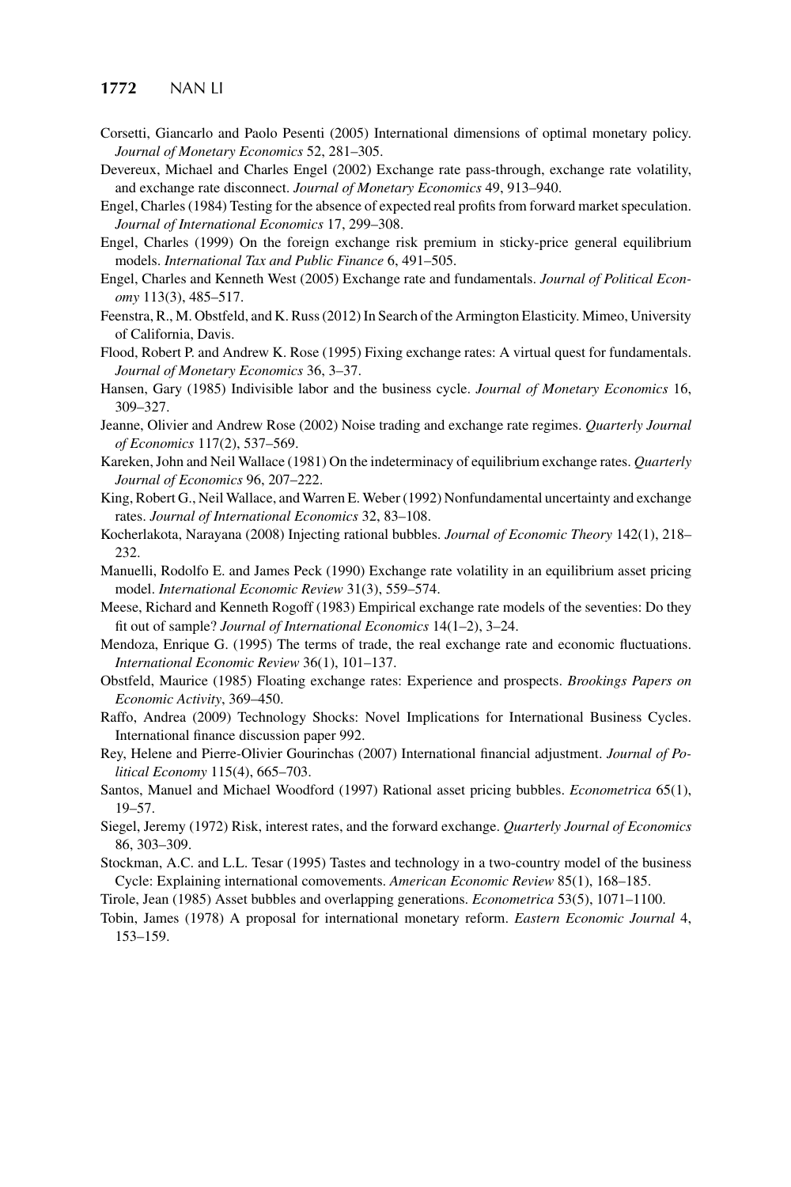Corsetti, Giancarlo and Paolo Pesenti (2005) International dimensions of optimal monetary policy. *Journal of Monetary Economics* 52, 281–305.

Devereux, Michael and Charles Engel (2002) Exchange rate pass-through, exchange rate volatility, and exchange rate disconnect. *Journal of Monetary Economics* 49, 913–940.

Engel, Charles (1984) Testing for the absence of expected real profits from forward market speculation. *Journal of International Economics* 17, 299–308.

Engel, Charles (1999) On the foreign exchange risk premium in sticky-price general equilibrium models. *International Tax and Public Finance* 6, 491–505.

Engel, Charles and Kenneth West (2005) Exchange rate and fundamentals. *Journal of Political Economy* 113(3), 485–517.

Feenstra, R., M. Obstfeld, and K. Russ (2012) In Search of the Armington Elasticity. Mimeo, University of California, Davis.

Flood, Robert P. and Andrew K. Rose (1995) Fixing exchange rates: A virtual quest for fundamentals. *Journal of Monetary Economics* 36, 3–37.

Hansen, Gary (1985) Indivisible labor and the business cycle. *Journal of Monetary Economics* 16, 309–327.

Jeanne, Olivier and Andrew Rose (2002) Noise trading and exchange rate regimes. *Quarterly Journal of Economics* 117(2), 537–569.

Kareken, John and Neil Wallace (1981) On the indeterminacy of equilibrium exchange rates. *Quarterly Journal of Economics* 96, 207–222.

King, Robert G., Neil Wallace, and Warren E. Weber (1992) Nonfundamental uncertainty and exchange rates. *Journal of International Economics* 32, 83–108.

Kocherlakota, Narayana (2008) Injecting rational bubbles. *Journal of Economic Theory* 142(1), 218–232.

Manuelli, Rodolfo E. and James Peck (1990) Exchange rate volatility in an equilibrium asset pricing model. *International Economic Review* 31(3), 559–574.

Meese, Richard and Kenneth Rogoff (1983) Empirical exchange rate models of the seventies: Do they fit out of sample? *Journal of International Economics* 14(1–2), 3–24.

Mendoza, Enrique G. (1995) The terms of trade, the real exchange rate and economic fluctuations. *International Economic Review* 36(1), 101–137.

Obstfeld, Maurice (1985) Floating exchange rates: Experience and prospects. *Brookings Papers on Economic Activity*, 369–450.

Raffo, Andrea (2009) Technology Shocks: Novel Implications for International Business Cycles. International finance discussion paper 992.

Rey, Helene and Pierre-Olivier Gourinchas (2007) International financial adjustment. *Journal of Political Economy* 115(4), 665–703.

Santos, Manuel and Michael Woodford (1997) Rational asset pricing bubbles. *Econometrica* 65(1), 19–57.

Siegel, Jeremy (1972) Risk, interest rates, and the forward exchange. *Quarterly Journal of Economics* 86, 303–309.

Stockman, A.C. and L.L. Tesar (1995) Tastes and technology in a two-country model of the business Cycle: Explaining international comovements. *American Economic Review* 85(1), 168–185.

Tirole, Jean (1985) Asset bubbles and overlapping generations. *Econometrica* 53(5), 1071–1100.

Tobin, James (1978) A proposal for international monetary reform. *Eastern Economic Journal* 4, 153–159.